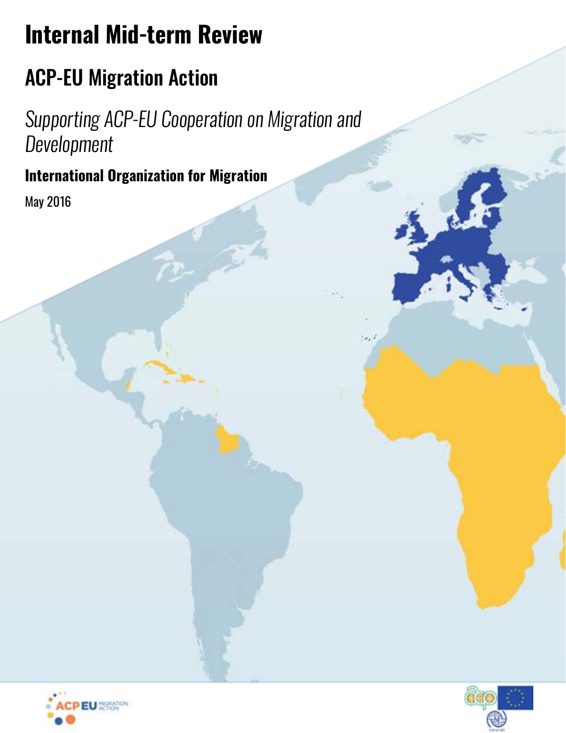# Internal Mid-term Review

## ACP-EU Migration Action

*Supporting ACP-EU Cooperation on Migration and Development*

**International Organization for Migration**

May 2016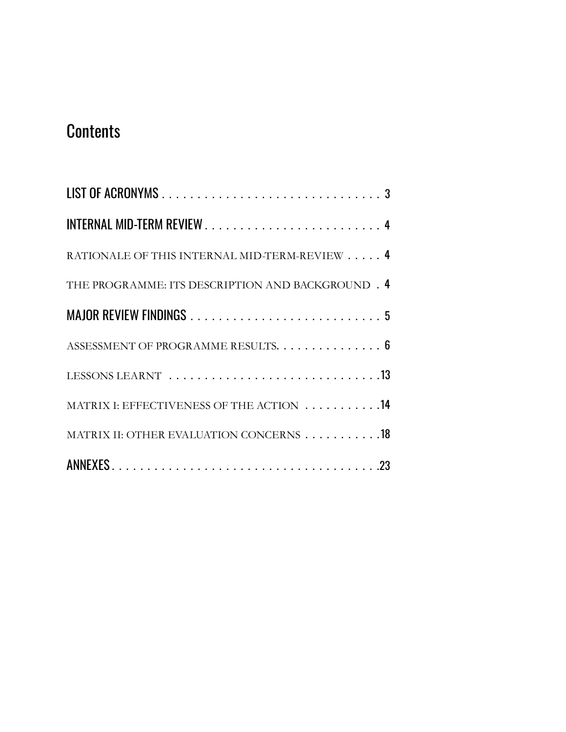# Contents

LIST OF ACRONYMS . . . . . . . . . . . . . . . . . . . . . . . . . . . . . . . 3

INTERNAL MID-TERM REVIEW . . . . . . . . . . . . . . . . . . . . . . . . 4

RATIONALE OF THIS INTERNAL MID-TERM-REVIEW . . . . . 4

THE PROGRAMME: ITS DESCRIPTION AND BACKGROUND . 4

MAJOR REVIEW FINDINGS . . . . . . . . . . . . . . . . . . . . . . . . . . 5

ASSESSMENT OF PROGRAMME RESULTS. . . . . . . . . . . . . . . . 6

LESSONS LEARNT . . . . . . . . . . . . . . . . . . . . . . . . . . . . .13

MATRIX I: EFFECTIVENESS OF THE ACTION . . . . . . . . . . .14

MATRIX II: OTHER EVALUATION CONCERNS . . . . . . . . . . .18

ANNEXES. . . . . . . . . . . . . . . . . . . . . . . . . . . . . . . . . . . . .23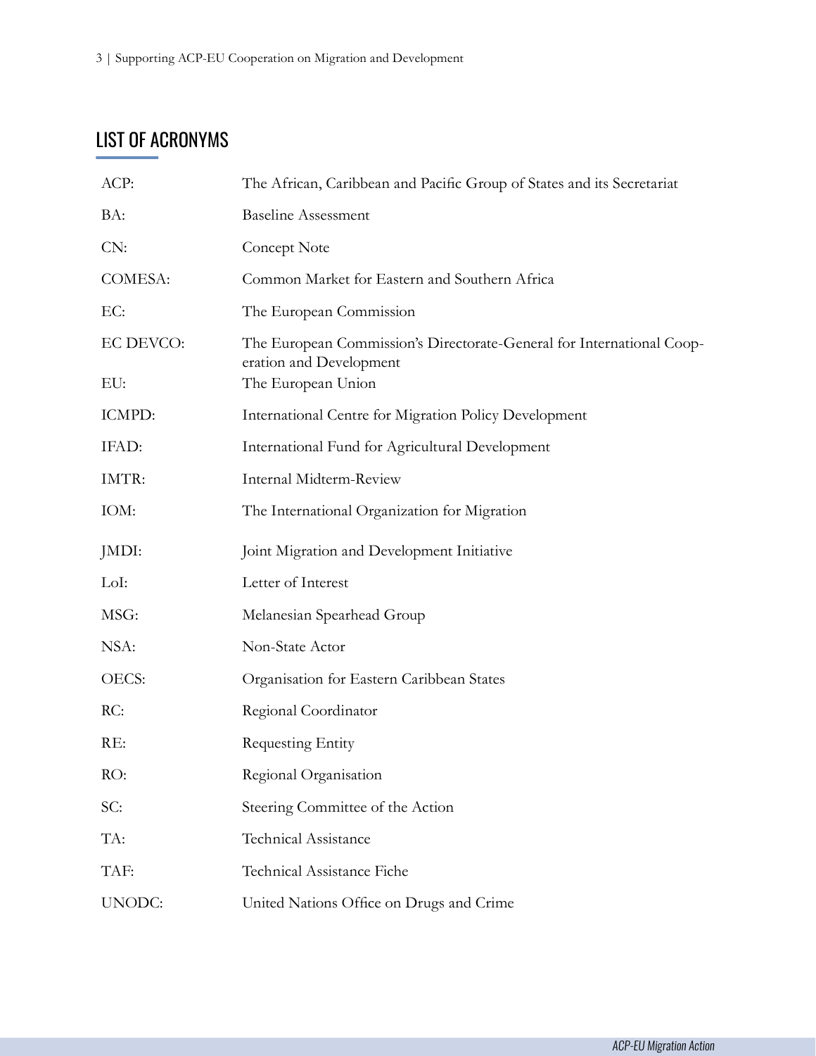## LIST OF ACRONYMS

| | |
|---|---|
| ACP: | The African, Caribbean and Pacific Group of States and its Secretariat |
| BA: | Baseline Assessment |
| CN: | Concept Note |
| COMESA: | Common Market for Eastern and Southern Africa |
| EC: | The European Commission |
| EC DEVCO: | The European Commission's Directorate-General for International Cooperation and Development |
| EU: | The European Union |
| ICMPD: | International Centre for Migration Policy Development |
| IFAD: | International Fund for Agricultural Development |
| IMTR: | Internal Midterm-Review |
| IOM: | The International Organization for Migration |
| JMDI: | Joint Migration and Development Initiative |
| LoI: | Letter of Interest |
| MSG: | Melanesian Spearhead Group |
| NSA: | Non-State Actor |
| OECS: | Organisation for Eastern Caribbean States |
| RC: | Regional Coordinator |
| RE: | Requesting Entity |
| RO: | Regional Organisation |
| SC: | Steering Committee of the Action |
| TA: | Technical Assistance |
| TAF: | Technical Assistance Fiche |
| UNODC: | United Nations Office on Drugs and Crime |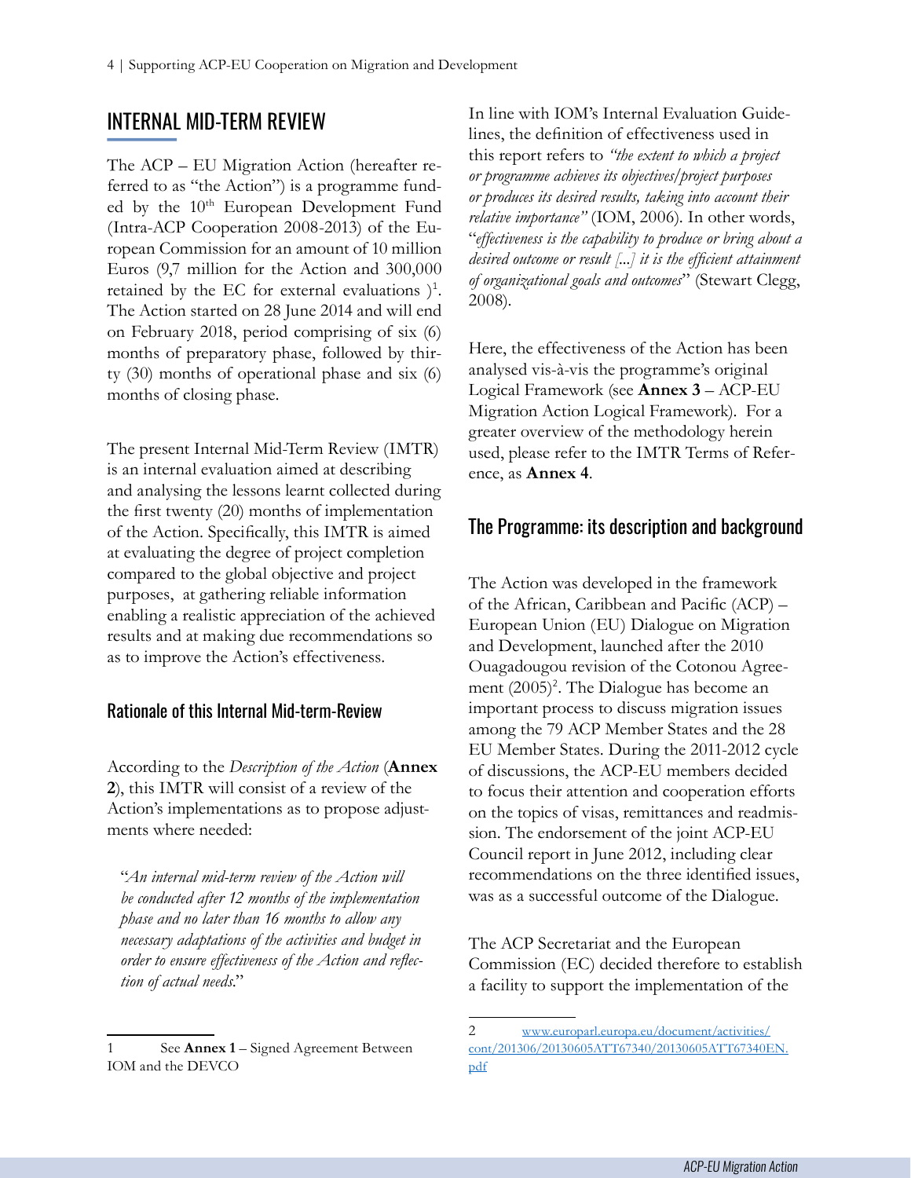## INTERNAL MID-TERM REVIEW

The ACP – EU Migration Action (hereafter referred to as "the Action") is a programme funded by the 10th European Development Fund (Intra-ACP Cooperation 2008-2013) of the European Commission for an amount of 10 million Euros (9,7 million for the Action and 300,000 retained by the EC for external evaluations )[1]. The Action started on 28 June 2014 and will end on February 2018, period comprising of six (6) months of preparatory phase, followed by thirty (30) months of operational phase and six (6) months of closing phase.

The present Internal Mid-Term Review (IMTR) is an internal evaluation aimed at describing and analysing the lessons learnt collected during the first twenty (20) months of implementation of the Action. Specifically, this IMTR is aimed at evaluating the degree of project completion compared to the global objective and project purposes, at gathering reliable information enabling a realistic appreciation of the achieved results and at making due recommendations so as to improve the Action's effectiveness.

### Rationale of this Internal Mid-term-Review

According to the *Description of the Action* (**Annex 2**), this IMTR will consist of a review of the Action's implementations as to propose adjustments where needed:

> "*An internal mid-term review of the Action will be conducted after 12 months of the implementation phase and no later than 16 months to allow any necessary adaptations of the activities and budget in order to ensure effectiveness of the Action and reflection of actual needs.*"

In line with IOM's Internal Evaluation Guidelines, the definition of effectiveness used in this report refers to *"the extent to which a project or programme achieves its objectives/project purposes or produces its desired results, taking into account their relative importance"* (IOM, 2006). In other words, "*effectiveness is the capability to produce or bring about a desired outcome or result [...] it is the efficient attainment of organizational goals and outcomes*" (Stewart Clegg, 2008).

Here, the effectiveness of the Action has been analysed vis-à-vis the programme's original Logical Framework (see **Annex 3** – ACP-EU Migration Action Logical Framework). For a greater overview of the methodology herein used, please refer to the IMTR Terms of Reference, as **Annex 4**.

### The Programme: its description and background

The Action was developed in the framework of the African, Caribbean and Pacific (ACP) – European Union (EU) Dialogue on Migration and Development, launched after the 2010 Ouagadougou revision of the Cotonou Agreement (2005)[2]. The Dialogue has become an important process to discuss migration issues among the 79 ACP Member States and the 28 EU Member States. During the 2011-2012 cycle of discussions, the ACP-EU members decided to focus their attention and cooperation efforts on the topics of visas, remittances and readmission. The endorsement of the joint ACP-EU Council report in June 2012, including clear recommendations on the three identified issues, was as a successful outcome of the Dialogue.

The ACP Secretariat and the European Commission (EC) decided therefore to establish a facility to support the implementation of the

---

1 See **Annex 1** – Signed Agreement Between IOM and the DEVCO

2 www.europarl.europa.eu/document/activities/cont/201306/20130605ATT67340/20130605ATT67340EN.pdf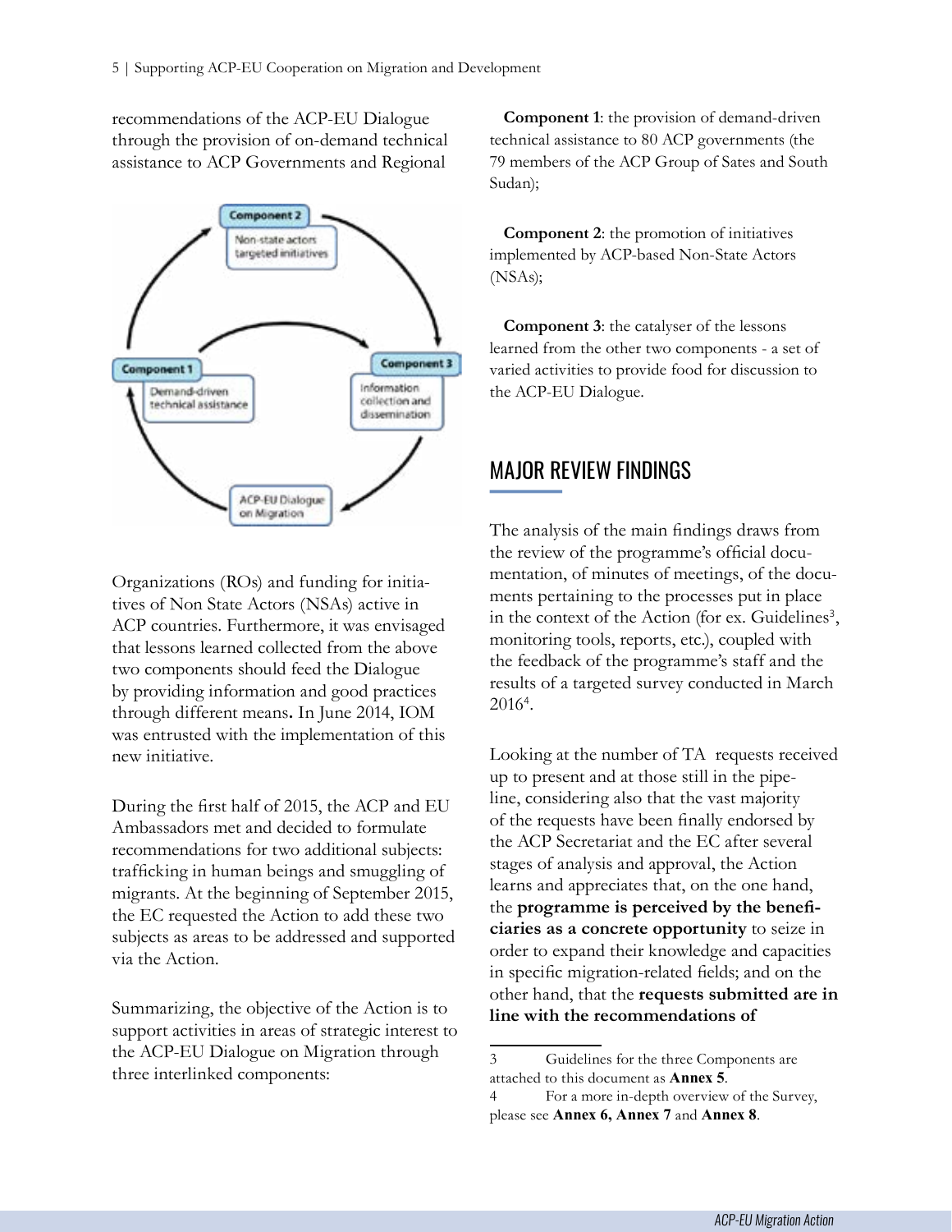recommendations of the ACP-EU Dialogue through the provision of on-demand technical assistance to ACP Governments and Regional Organizations (ROs) and funding for initiatives of Non State Actors (NSAs) active in ACP countries. Furthermore, it was envisaged that lessons learned collected from the above two components should feed the Dialogue by providing information and good practices through different means**.** In June 2014, IOM was entrusted with the implementation of this new initiative.

During the first half of 2015, the ACP and EU Ambassadors met and decided to formulate recommendations for two additional subjects: trafficking in human beings and smuggling of migrants. At the beginning of September 2015, the EC requested the Action to add these two subjects as areas to be addressed and supported via the Action.

Summarizing, the objective of the Action is to support activities in areas of strategic interest to the ACP-EU Dialogue on Migration through three interlinked components:

**Component 1**: the provision of demand-driven technical assistance to 80 ACP governments (the 79 members of the ACP Group of Sates and South Sudan);

**Component 2**: the promotion of initiatives implemented by ACP-based Non-State Actors (NSAs);

**Component 3**: the catalyser of the lessons learned from the other two components - a set of varied activities to provide food for discussion to the ACP-EU Dialogue.

## MAJOR REVIEW FINDINGS

The analysis of the main findings draws from the review of the programme's official documentation, of minutes of meetings, of the documents pertaining to the processes put in place in the context of the Action (for ex. Guidelines[3], monitoring tools, reports, etc.), coupled with the feedback of the programme's staff and the results of a targeted survey conducted in March 2016[4].

Looking at the number of TA requests received up to present and at those still in the pipeline, considering also that the vast majority of the requests have been finally endorsed by the ACP Secretariat and the EC after several stages of analysis and approval, the Action learns and appreciates that, on the one hand, the **programme is perceived by the beneficiaries as a concrete opportunity** to seize in order to expand their knowledge and capacities in specific migration-related fields; and on the other hand, that the **requests submitted are in line with the recommendations of**

3 Guidelines for the three Components are attached to this document as **Annex 5**.

4 For a more in-depth overview of the Survey, please see **Annex 6, Annex 7** and **Annex 8**.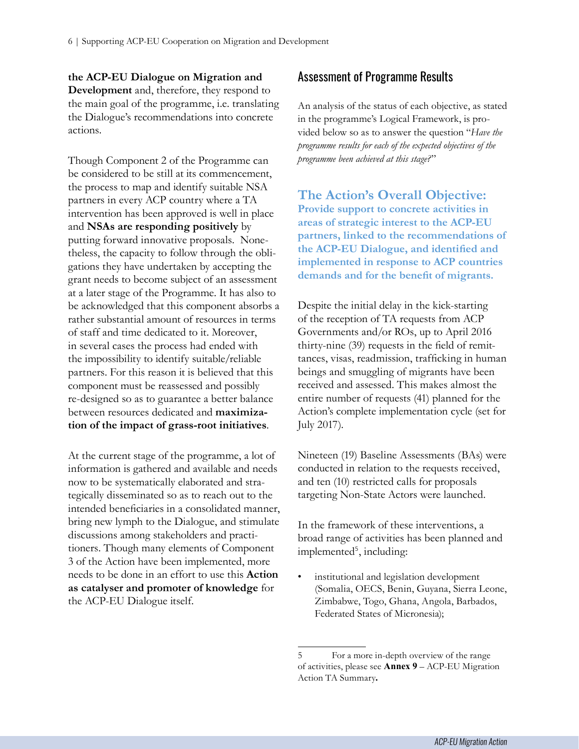**the ACP-EU Dialogue on Migration and Development** and, therefore, they respond to the main goal of the programme, i.e. translating the Dialogue's recommendations into concrete actions.

Though Component 2 of the Programme can be considered to be still at its commencement, the process to map and identify suitable NSA partners in every ACP country where a TA intervention has been approved is well in place and **NSAs are responding positively** by putting forward innovative proposals. Nonetheless, the capacity to follow through the obligations they have undertaken by accepting the grant needs to become subject of an assessment at a later stage of the Programme. It has also to be acknowledged that this component absorbs a rather substantial amount of resources in terms of staff and time dedicated to it. Moreover, in several cases the process had ended with the impossibility to identify suitable/reliable partners. For this reason it is believed that this component must be reassessed and possibly re-designed so as to guarantee a better balance between resources dedicated and **maximization of the impact of grass-root initiatives**.

At the current stage of the programme, a lot of information is gathered and available and needs now to be systematically elaborated and strategically disseminated so as to reach out to the intended beneficiaries in a consolidated manner, bring new lymph to the Dialogue, and stimulate discussions among stakeholders and practitioners. Though many elements of Component 3 of the Action have been implemented, more needs to be done in an effort to use this **Action as catalyser and promoter of knowledge** for the ACP-EU Dialogue itself.

## Assessment of Programme Results

An analysis of the status of each objective, as stated in the programme's Logical Framework, is provided below so as to answer the question "*Have the programme results for each of the expected objectives of the programme been achieved at this stage?*"

### The Action's Overall Objective: Provide support to concrete activities in areas of strategic interest to the ACP-EU partners, linked to the recommendations of the ACP-EU Dialogue, and identified and implemented in response to ACP countries demands and for the benefit of migrants.

Despite the initial delay in the kick-starting of the reception of TA requests from ACP Governments and/or ROs, up to April 2016 thirty-nine (39) requests in the field of remittances, visas, readmission, trafficking in human beings and smuggling of migrants have been received and assessed. This makes almost the entire number of requests (41) planned for the Action's complete implementation cycle (set for July 2017).

Nineteen (19) Baseline Assessments (BAs) were conducted in relation to the requests received, and ten (10) restricted calls for proposals targeting Non-State Actors were launched.

In the framework of these interventions, a broad range of activities has been planned and implemented[5], including:

- institutional and legislation development (Somalia, OECS, Benin, Guyana, Sierra Leone, Zimbabwe, Togo, Ghana, Angola, Barbados, Federated States of Micronesia);

5 For a more in-depth overview of the range of activities, please see **Annex 9** – ACP-EU Migration Action TA Summary**.**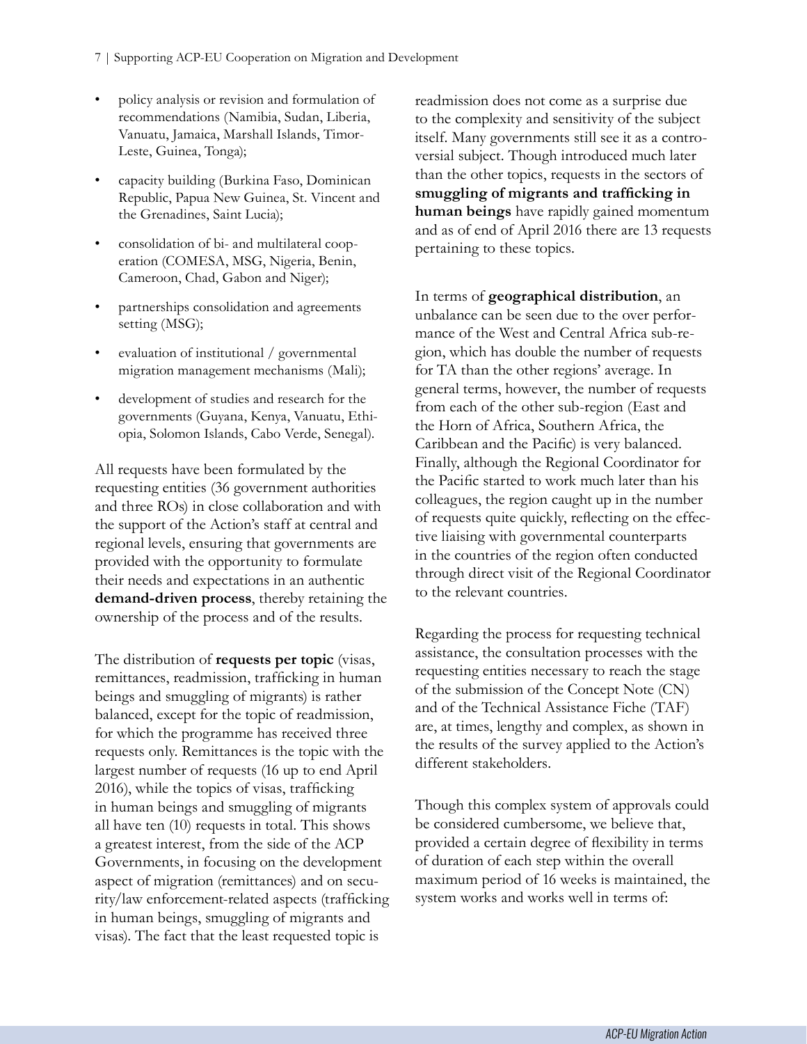- policy analysis or revision and formulation of recommendations (Namibia, Sudan, Liberia, Vanuatu, Jamaica, Marshall Islands, Timor-Leste, Guinea, Tonga);
- capacity building (Burkina Faso, Dominican Republic, Papua New Guinea, St. Vincent and the Grenadines, Saint Lucia);
- consolidation of bi- and multilateral cooperation (COMESA, MSG, Nigeria, Benin, Cameroon, Chad, Gabon and Niger);
- partnerships consolidation and agreements setting (MSG);
- evaluation of institutional / governmental migration management mechanisms (Mali);
- development of studies and research for the governments (Guyana, Kenya, Vanuatu, Ethiopia, Solomon Islands, Cabo Verde, Senegal).

All requests have been formulated by the requesting entities (36 government authorities and three ROs) in close collaboration and with the support of the Action's staff at central and regional levels, ensuring that governments are provided with the opportunity to formulate their needs and expectations in an authentic **demand-driven process**, thereby retaining the ownership of the process and of the results.

The distribution of **requests per topic** (visas, remittances, readmission, trafficking in human beings and smuggling of migrants) is rather balanced, except for the topic of readmission, for which the programme has received three requests only. Remittances is the topic with the largest number of requests (16 up to end April 2016), while the topics of visas, trafficking in human beings and smuggling of migrants all have ten (10) requests in total. This shows a greatest interest, from the side of the ACP Governments, in focusing on the development aspect of migration (remittances) and on security/law enforcement-related aspects (trafficking in human beings, smuggling of migrants and visas). The fact that the least requested topic is readmission does not come as a surprise due to the complexity and sensitivity of the subject itself. Many governments still see it as a controversial subject. Though introduced much later than the other topics, requests in the sectors of **smuggling of migrants and trafficking in human beings** have rapidly gained momentum and as of end of April 2016 there are 13 requests pertaining to these topics.

In terms of **geographical distribution**, an unbalance can be seen due to the over performance of the West and Central Africa sub-region, which has double the number of requests for TA than the other regions' average. In general terms, however, the number of requests from each of the other sub-region (East and the Horn of Africa, Southern Africa, the Caribbean and the Pacific) is very balanced. Finally, although the Regional Coordinator for the Pacific started to work much later than his colleagues, the region caught up in the number of requests quite quickly, reflecting on the effective liaising with governmental counterparts in the countries of the region often conducted through direct visit of the Regional Coordinator to the relevant countries.

Regarding the process for requesting technical assistance, the consultation processes with the requesting entities necessary to reach the stage of the submission of the Concept Note (CN) and of the Technical Assistance Fiche (TAF) are, at times, lengthy and complex, as shown in the results of the survey applied to the Action's different stakeholders.

Though this complex system of approvals could be considered cumbersome, we believe that, provided a certain degree of flexibility in terms of duration of each step within the overall maximum period of 16 weeks is maintained, the system works and works well in terms of: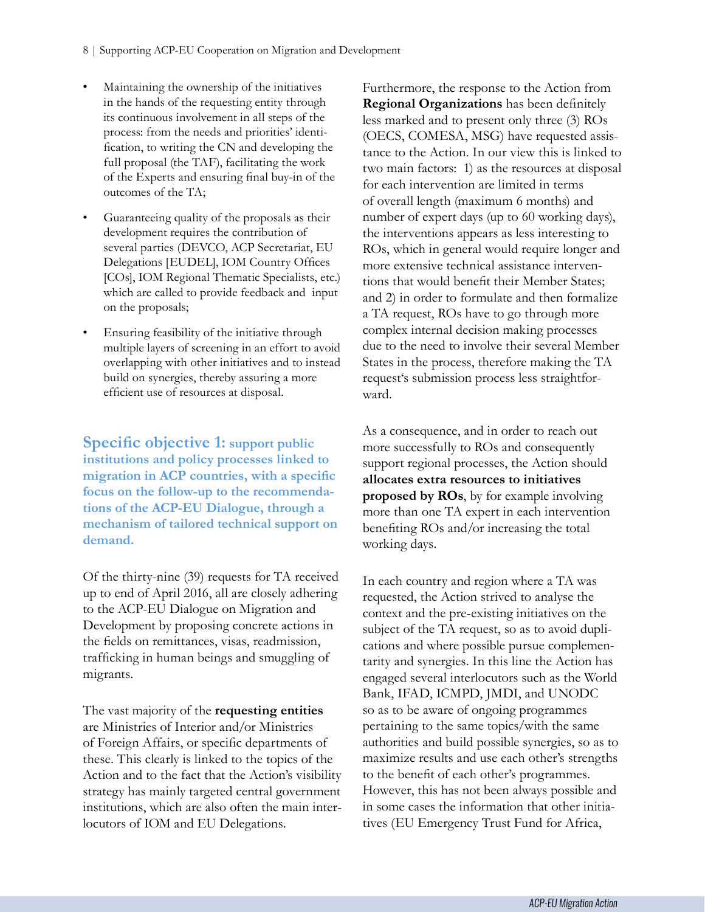- Maintaining the ownership of the initiatives in the hands of the requesting entity through its continuous involvement in all steps of the process: from the needs and priorities' identification, to writing the CN and developing the full proposal (the TAF), facilitating the work of the Experts and ensuring final buy-in of the outcomes of the TA;
- Guaranteeing quality of the proposals as their development requires the contribution of several parties (DEVCO, ACP Secretariat, EU Delegations [EUDEL], IOM Country Offices [COs], IOM Regional Thematic Specialists, etc.) which are called to provide feedback and input on the proposals;
- Ensuring feasibility of the initiative through multiple layers of screening in an effort to avoid overlapping with other initiatives and to instead build on synergies, thereby assuring a more efficient use of resources at disposal.

### Specific objective 1: support public institutions and policy processes linked to migration in ACP countries, with a specific focus on the follow-up to the recommendations of the ACP-EU Dialogue, through a mechanism of tailored technical support on demand.

Of the thirty-nine (39) requests for TA received up to end of April 2016, all are closely adhering to the ACP-EU Dialogue on Migration and Development by proposing concrete actions in the fields on remittances, visas, readmission, trafficking in human beings and smuggling of migrants.

The vast majority of the **requesting entities** are Ministries of Interior and/or Ministries of Foreign Affairs, or specific departments of these. This clearly is linked to the topics of the Action and to the fact that the Action's visibility strategy has mainly targeted central government institutions, which are also often the main interlocutors of IOM and EU Delegations.

Furthermore, the response to the Action from **Regional Organizations** has been definitely less marked and to present only three (3) ROs (OECS, COMESA, MSG) have requested assistance to the Action. In our view this is linked to two main factors: 1) as the resources at disposal for each intervention are limited in terms of overall length (maximum 6 months) and number of expert days (up to 60 working days), the interventions appears as less interesting to ROs, which in general would require longer and more extensive technical assistance interventions that would benefit their Member States; and 2) in order to formulate and then formalize a TA request, ROs have to go through more complex internal decision making processes due to the need to involve their several Member States in the process, therefore making the TA request's submission process less straightforward.

As a consequence, and in order to reach out more successfully to ROs and consequently support regional processes, the Action should **allocates extra resources to initiatives proposed by ROs**, by for example involving more than one TA expert in each intervention benefiting ROs and/or increasing the total working days.

In each country and region where a TA was requested, the Action strived to analyse the context and the pre-existing initiatives on the subject of the TA request, so as to avoid duplications and where possible pursue complementarity and synergies. In this line the Action has engaged several interlocutors such as the World Bank, IFAD, ICMPD, JMDI, and UNODC so as to be aware of ongoing programmes pertaining to the same topics/with the same authorities and build possible synergies, so as to maximize results and use each other's strengths to the benefit of each other's programmes. However, this has not been always possible and in some cases the information that other initiatives (EU Emergency Trust Fund for Africa,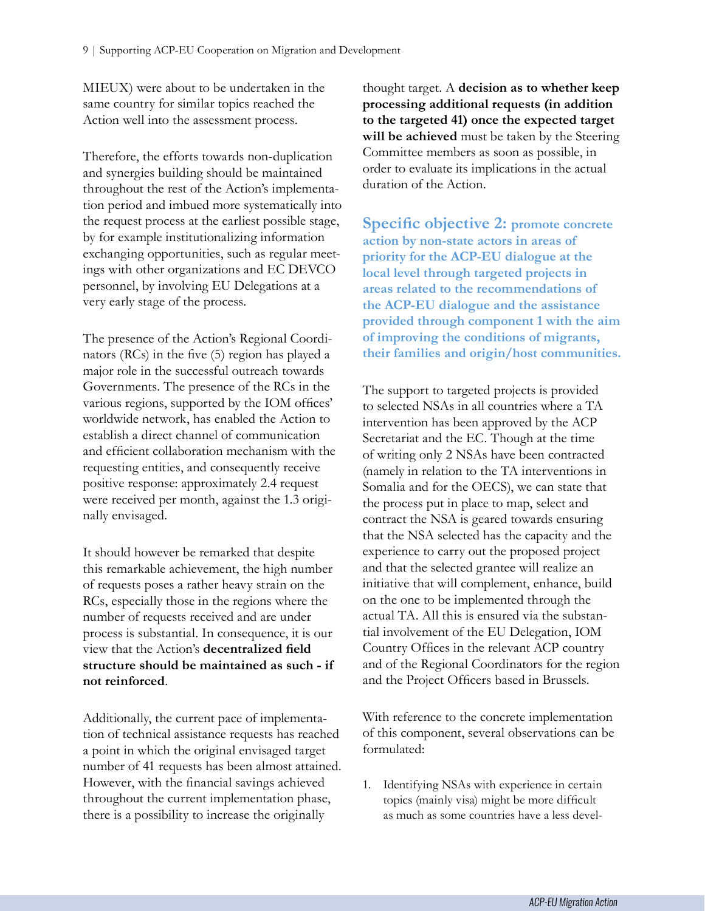MIEUX) were about to be undertaken in the same country for similar topics reached the Action well into the assessment process.

Therefore, the efforts towards non-duplication and synergies building should be maintained throughout the rest of the Action's implementation period and imbued more systematically into the request process at the earliest possible stage, by for example institutionalizing information exchanging opportunities, such as regular meetings with other organizations and EC DEVCO personnel, by involving EU Delegations at a very early stage of the process.

The presence of the Action's Regional Coordinators (RCs) in the five (5) region has played a major role in the successful outreach towards Governments. The presence of the RCs in the various regions, supported by the IOM offices' worldwide network, has enabled the Action to establish a direct channel of communication and efficient collaboration mechanism with the requesting entities, and consequently receive positive response: approximately 2.4 request were received per month, against the 1.3 originally envisaged.

It should however be remarked that despite this remarkable achievement, the high number of requests poses a rather heavy strain on the RCs, especially those in the regions where the number of requests received and are under process is substantial. In consequence, it is our view that the Action's **decentralized field structure should be maintained as such - if not reinforced**.

Additionally, the current pace of implementation of technical assistance requests has reached a point in which the original envisaged target number of 41 requests has been almost attained. However, with the financial savings achieved throughout the current implementation phase, there is a possibility to increase the originally thought target. A **decision as to whether keep processing additional requests (in addition to the targeted 41) once the expected target will be achieved** must be taken by the Steering Committee members as soon as possible, in order to evaluate its implications in the actual duration of the Action.

## Specific objective 2: promote concrete action by non-state actors in areas of priority for the ACP-EU dialogue at the local level through targeted projects in areas related to the recommendations of the ACP-EU dialogue and the assistance provided through component 1 with the aim of improving the conditions of migrants, their families and origin/host communities.

The support to targeted projects is provided to selected NSAs in all countries where a TA intervention has been approved by the ACP Secretariat and the EC. Though at the time of writing only 2 NSAs have been contracted (namely in relation to the TA interventions in Somalia and for the OECS), we can state that the process put in place to map, select and contract the NSA is geared towards ensuring that the NSA selected has the capacity and the experience to carry out the proposed project and that the selected grantee will realize an initiative that will complement, enhance, build on the one to be implemented through the actual TA. All this is ensured via the substantial involvement of the EU Delegation, IOM Country Offices in the relevant ACP country and of the Regional Coordinators for the region and the Project Officers based in Brussels.

With reference to the concrete implementation of this component, several observations can be formulated:

1. Identifying NSAs with experience in certain topics (mainly visa) might be more difficult as much as some countries have a less devel-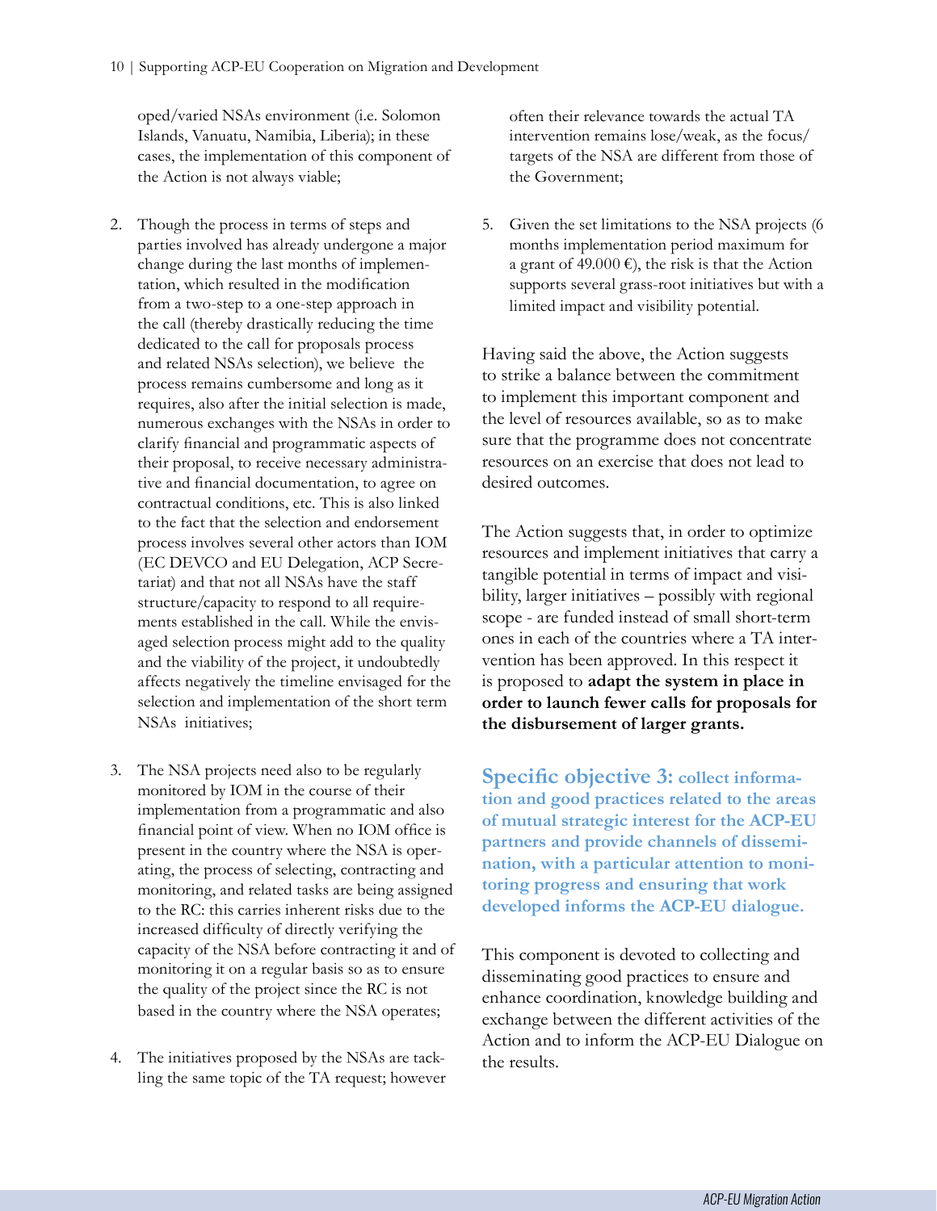oped/varied NSAs environment (i.e. Solomon Islands, Vanuatu, Namibia, Liberia); in these cases, the implementation of this component of the Action is not always viable;

2. Though the process in terms of steps and parties involved has already undergone a major change during the last months of implementation, which resulted in the modification from a two-step to a one-step approach in the call (thereby drastically reducing the time dedicated to the call for proposals process and related NSAs selection), we believe the process remains cumbersome and long as it requires, also after the initial selection is made, numerous exchanges with the NSAs in order to clarify financial and programmatic aspects of their proposal, to receive necessary administrative and financial documentation, to agree on contractual conditions, etc. This is also linked to the fact that the selection and endorsement process involves several other actors than IOM (EC DEVCO and EU Delegation, ACP Secretariat) and that not all NSAs have the staff structure/capacity to respond to all requirements established in the call. While the envisaged selection process might add to the quality and the viability of the project, it undoubtedly affects negatively the timeline envisaged for the selection and implementation of the short term NSAs initiatives;

3. The NSA projects need also to be regularly monitored by IOM in the course of their implementation from a programmatic and also financial point of view. When no IOM office is present in the country where the NSA is operating, the process of selecting, contracting and monitoring, and related tasks are being assigned to the RC: this carries inherent risks due to the increased difficulty of directly verifying the capacity of the NSA before contracting it and of monitoring it on a regular basis so as to ensure the quality of the project since the RC is not based in the country where the NSA operates;

4. The initiatives proposed by the NSAs are tackling the same topic of the TA request; however often their relevance towards the actual TA intervention remains lose/weak, as the focus/targets of the NSA are different from those of the Government;

5. Given the set limitations to the NSA projects (6 months implementation period maximum for a grant of 49.000 €), the risk is that the Action supports several grass-root initiatives but with a limited impact and visibility potential.

Having said the above, the Action suggests to strike a balance between the commitment to implement this important component and the level of resources available, so as to make sure that the programme does not concentrate resources on an exercise that does not lead to desired outcomes.

The Action suggests that, in order to optimize resources and implement initiatives that carry a tangible potential in terms of impact and visibility, larger initiatives – possibly with regional scope - are funded instead of small short-term ones in each of the countries where a TA intervention has been approved. In this respect it is proposed to **adapt the system in place in order to launch fewer calls for proposals for the disbursement of larger grants.**

## Specific objective 3: collect information and good practices related to the areas of mutual strategic interest for the ACP-EU partners and provide channels of dissemination, with a particular attention to monitoring progress and ensuring that work developed informs the ACP-EU dialogue.

This component is devoted to collecting and disseminating good practices to ensure and enhance coordination, knowledge building and exchange between the different activities of the Action and to inform the ACP-EU Dialogue on the results.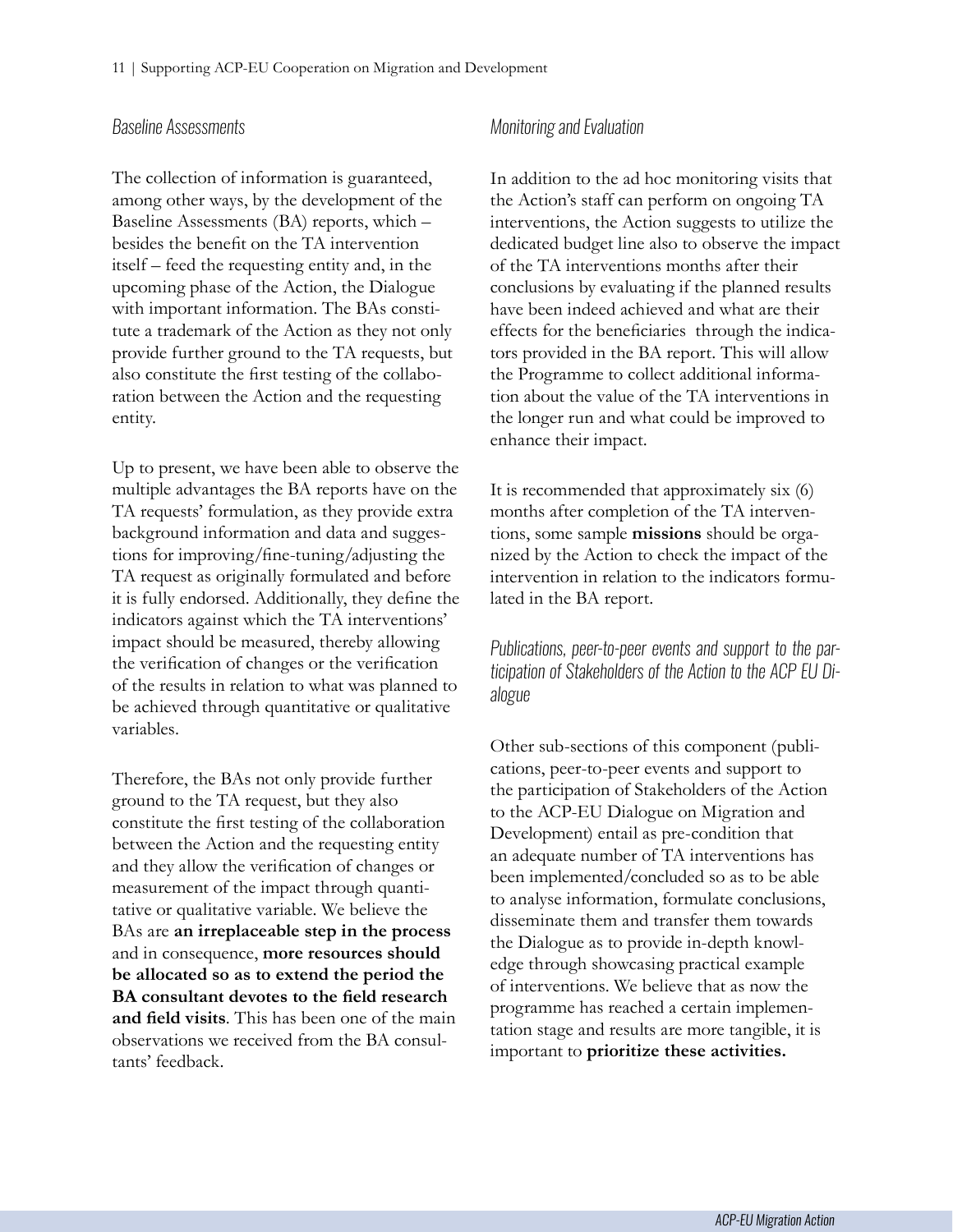### *Baseline Assessments*

The collection of information is guaranteed, among other ways, by the development of the Baseline Assessments (BA) reports, which – besides the benefit on the TA intervention itself – feed the requesting entity and, in the upcoming phase of the Action, the Dialogue with important information. The BAs constitute a trademark of the Action as they not only provide further ground to the TA requests, but also constitute the first testing of the collaboration between the Action and the requesting entity.

Up to present, we have been able to observe the multiple advantages the BA reports have on the TA requests' formulation, as they provide extra background information and data and suggestions for improving/fine-tuning/adjusting the TA request as originally formulated and before it is fully endorsed. Additionally, they define the indicators against which the TA interventions' impact should be measured, thereby allowing the verification of changes or the verification of the results in relation to what was planned to be achieved through quantitative or qualitative variables.

Therefore, the BAs not only provide further ground to the TA request, but they also constitute the first testing of the collaboration between the Action and the requesting entity and they allow the verification of changes or measurement of the impact through quantitative or qualitative variable. We believe the BAs are **an irreplaceable step in the process** and in consequence, **more resources should be allocated so as to extend the period the BA consultant devotes to the field research and field visits**. This has been one of the main observations we received from the BA consultants' feedback.

### *Monitoring and Evaluation*

In addition to the ad hoc monitoring visits that the Action's staff can perform on ongoing TA interventions, the Action suggests to utilize the dedicated budget line also to observe the impact of the TA interventions months after their conclusions by evaluating if the planned results have been indeed achieved and what are their effects for the beneficiaries through the indicators provided in the BA report. This will allow the Programme to collect additional information about the value of the TA interventions in the longer run and what could be improved to enhance their impact.

It is recommended that approximately six (6) months after completion of the TA interventions, some sample **missions** should be organized by the Action to check the impact of the intervention in relation to the indicators formulated in the BA report.

### *Publications, peer-to-peer events and support to the participation of Stakeholders of the Action to the ACP EU Dialogue*

Other sub-sections of this component (publications, peer-to-peer events and support to the participation of Stakeholders of the Action to the ACP-EU Dialogue on Migration and Development) entail as pre-condition that an adequate number of TA interventions has been implemented/concluded so as to be able to analyse information, formulate conclusions, disseminate them and transfer them towards the Dialogue as to provide in-depth knowledge through showcasing practical example of interventions. We believe that as now the programme has reached a certain implementation stage and results are more tangible, it is important to **prioritize these activities.**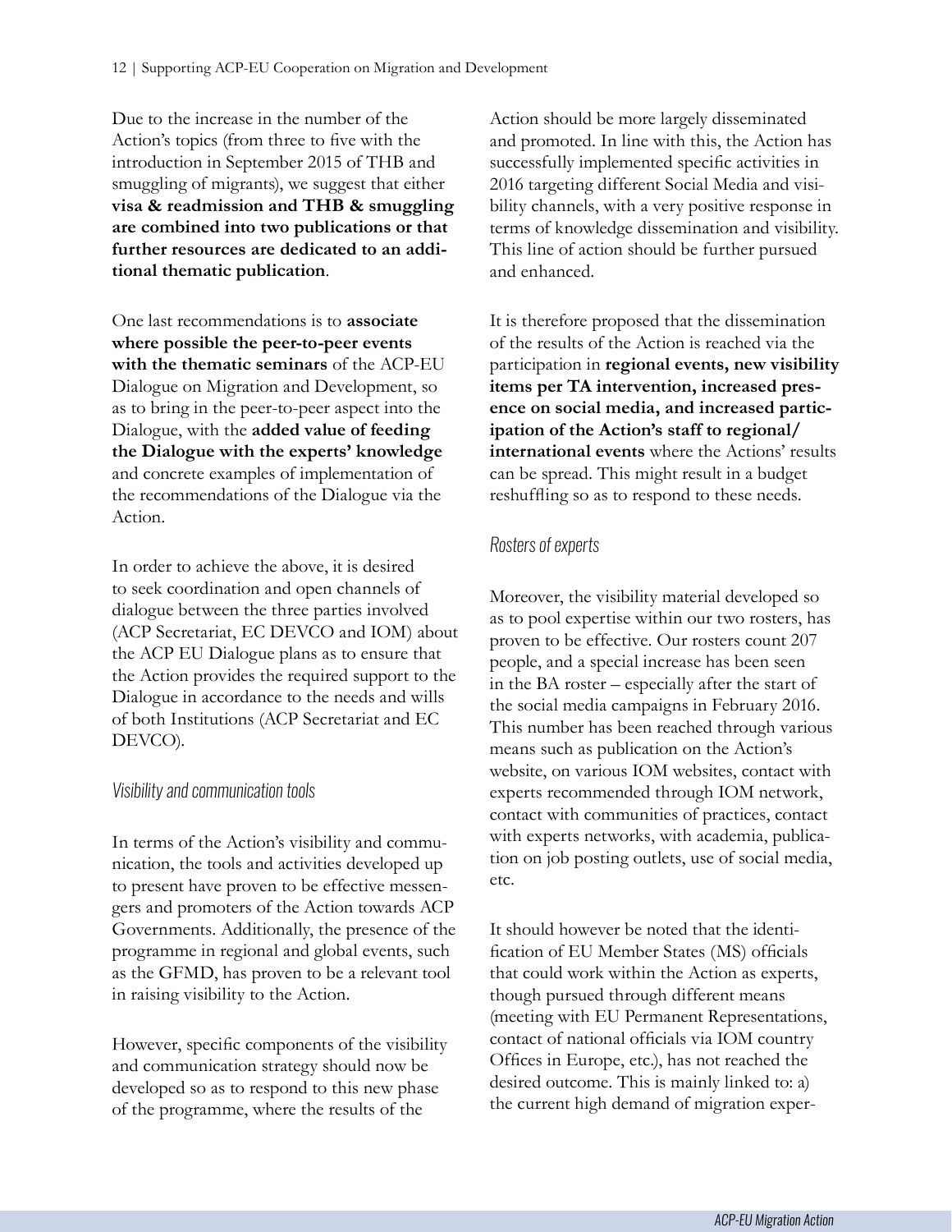Due to the increase in the number of the Action's topics (from three to five with the introduction in September 2015 of THB and smuggling of migrants), we suggest that either **visa & readmission and THB & smuggling are combined into two publications or that further resources are dedicated to an additional thematic publication**.

One last recommendations is to **associate where possible the peer-to-peer events with the thematic seminars** of the ACP-EU Dialogue on Migration and Development, so as to bring in the peer-to-peer aspect into the Dialogue, with the **added value of feeding the Dialogue with the experts' knowledge** and concrete examples of implementation of the recommendations of the Dialogue via the Action.

In order to achieve the above, it is desired to seek coordination and open channels of dialogue between the three parties involved (ACP Secretariat, EC DEVCO and IOM) about the ACP EU Dialogue plans as to ensure that the Action provides the required support to the Dialogue in accordance to the needs and wills of both Institutions (ACP Secretariat and EC DEVCO).

### *Visibility and communication tools*

In terms of the Action's visibility and communication, the tools and activities developed up to present have proven to be effective messengers and promoters of the Action towards ACP Governments. Additionally, the presence of the programme in regional and global events, such as the GFMD, has proven to be a relevant tool in raising visibility to the Action.

However, specific components of the visibility and communication strategy should now be developed so as to respond to this new phase of the programme, where the results of the Action should be more largely disseminated and promoted. In line with this, the Action has successfully implemented specific activities in 2016 targeting different Social Media and visibility channels, with a very positive response in terms of knowledge dissemination and visibility. This line of action should be further pursued and enhanced.

It is therefore proposed that the dissemination of the results of the Action is reached via the participation in **regional events, new visibility items per TA intervention, increased presence on social media, and increased participation of the Action's staff to regional/ international events** where the Actions' results can be spread. This might result in a budget reshuffling so as to respond to these needs.

### *Rosters of experts*

Moreover, the visibility material developed so as to pool expertise within our two rosters, has proven to be effective. Our rosters count 207 people, and a special increase has been seen in the BA roster – especially after the start of the social media campaigns in February 2016. This number has been reached through various means such as publication on the Action's website, on various IOM websites, contact with experts recommended through IOM network, contact with communities of practices, contact with experts networks, with academia, publication on job posting outlets, use of social media, etc.

It should however be noted that the identification of EU Member States (MS) officials that could work within the Action as experts, though pursued through different means (meeting with EU Permanent Representations, contact of national officials via IOM country Offices in Europe, etc.), has not reached the desired outcome. This is mainly linked to: a) the current high demand of migration exper-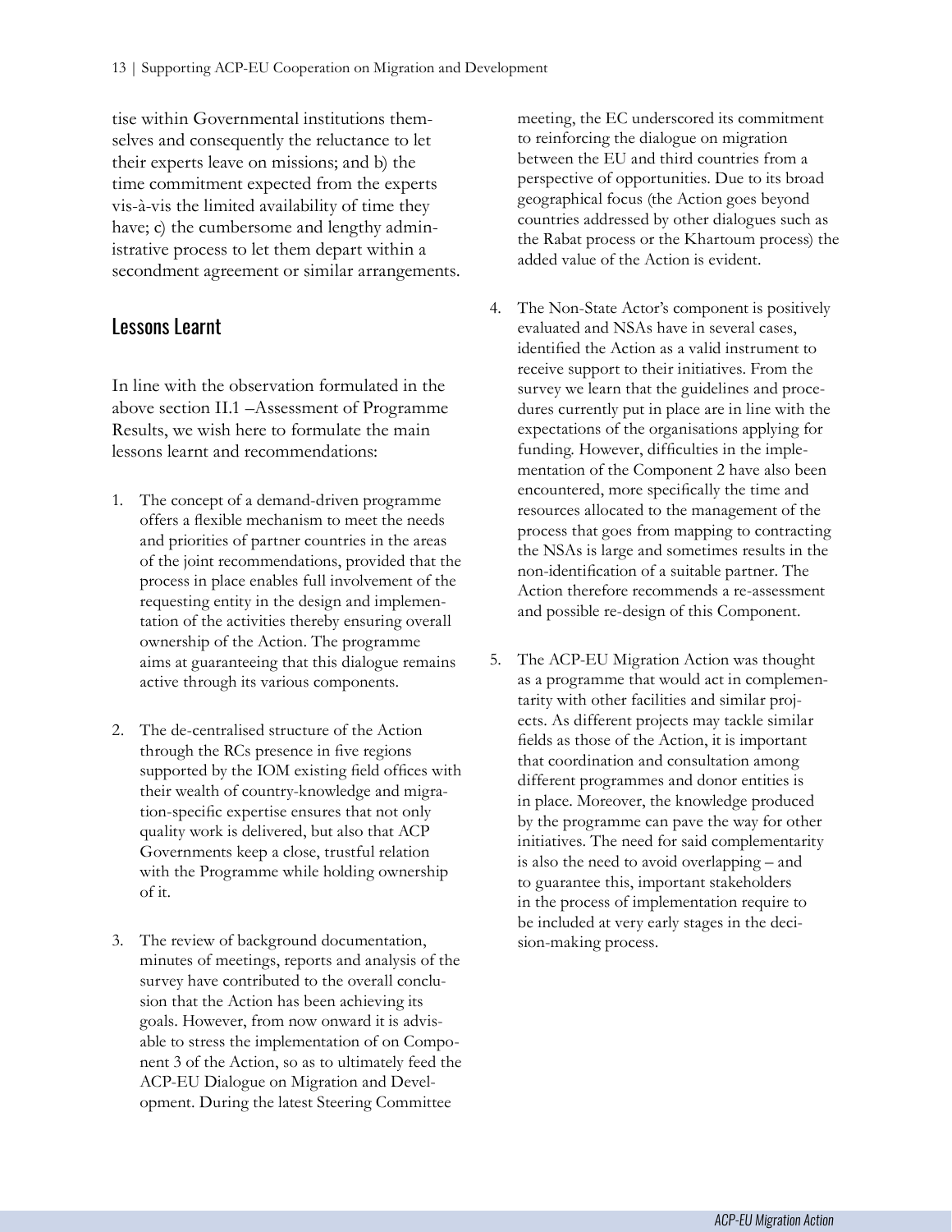tise within Governmental institutions themselves and consequently the reluctance to let their experts leave on missions; and b) the time commitment expected from the experts vis-à-vis the limited availability of time they have; c) the cumbersome and lengthy administrative process to let them depart within a secondment agreement or similar arrangements.

## Lessons Learnt

In line with the observation formulated in the above section II.1 –Assessment of Programme Results, we wish here to formulate the main lessons learnt and recommendations:

1. The concept of a demand-driven programme offers a flexible mechanism to meet the needs and priorities of partner countries in the areas of the joint recommendations, provided that the process in place enables full involvement of the requesting entity in the design and implementation of the activities thereby ensuring overall ownership of the Action. The programme aims at guaranteeing that this dialogue remains active through its various components.

2. The de-centralised structure of the Action through the RCs presence in five regions supported by the IOM existing field offices with their wealth of country-knowledge and migration-specific expertise ensures that not only quality work is delivered, but also that ACP Governments keep a close, trustful relation with the Programme while holding ownership of it.

3. The review of background documentation, minutes of meetings, reports and analysis of the survey have contributed to the overall conclusion that the Action has been achieving its goals. However, from now onward it is advisable to stress the implementation of on Component 3 of the Action, so as to ultimately feed the ACP-EU Dialogue on Migration and Development. During the latest Steering Committee meeting, the EC underscored its commitment to reinforcing the dialogue on migration between the EU and third countries from a perspective of opportunities. Due to its broad geographical focus (the Action goes beyond countries addressed by other dialogues such as the Rabat process or the Khartoum process) the added value of the Action is evident.

4. The Non-State Actor's component is positively evaluated and NSAs have in several cases, identified the Action as a valid instrument to receive support to their initiatives. From the survey we learn that the guidelines and procedures currently put in place are in line with the expectations of the organisations applying for funding. However, difficulties in the implementation of the Component 2 have also been encountered, more specifically the time and resources allocated to the management of the process that goes from mapping to contracting the NSAs is large and sometimes results in the non-identification of a suitable partner. The Action therefore recommends a re-assessment and possible re-design of this Component.

5. The ACP-EU Migration Action was thought as a programme that would act in complementarity with other facilities and similar projects. As different projects may tackle similar fields as those of the Action, it is important that coordination and consultation among different programmes and donor entities is in place. Moreover, the knowledge produced by the programme can pave the way for other initiatives. The need for said complementarity is also the need to avoid overlapping – and to guarantee this, important stakeholders in the process of implementation require to be included at very early stages in the decision-making process.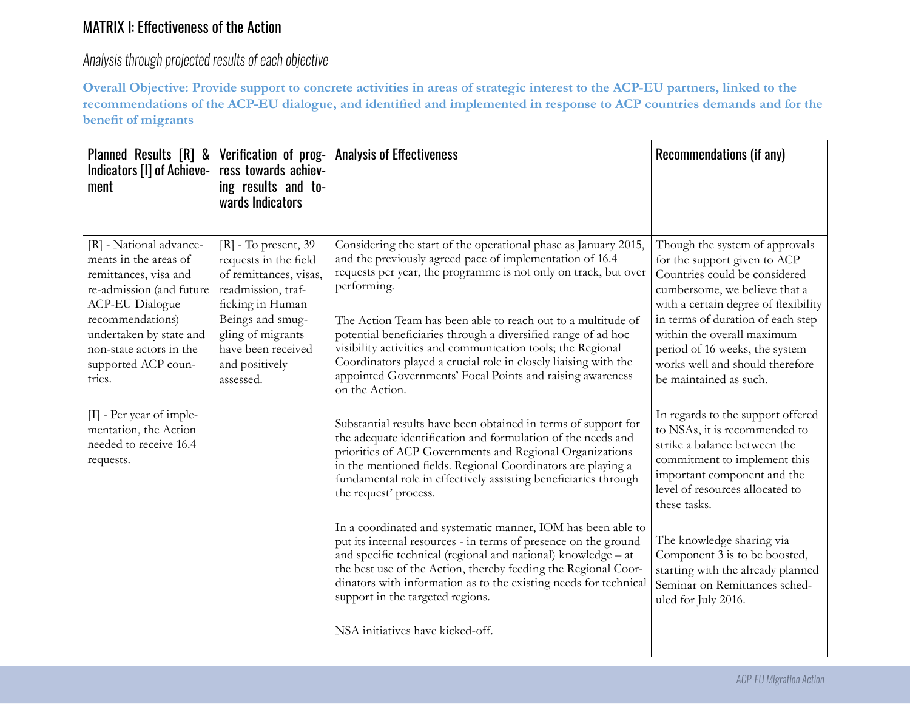## MATRIX I: Effectiveness of the Action

*Analysis through projected results of each objective*

**Overall Objective: Provide support to concrete activities in areas of strategic interest to the ACP-EU partners, linked to the recommendations of the ACP-EU dialogue, and identified and implemented in response to ACP countries demands and for the benefit of migrants**

| Planned Results [R] & Indicators [I] of Achievement | Verification of progress towards achieving results and towards Indicators | Analysis of Effectiveness | Recommendations (if any) |
|---|---|---|---|
| [R] - National advancements in the areas of remittances, visa and re-admission (and future ACP-EU Dialogue recommendations) undertaken by state and non-state actors in the supported ACP countries.<br><br>[I] - Per year of implementation, the Action needed to receive 16.4 requests. | [R] - To present, 39 requests in the field of remittances, visas, readmission, trafficking in Human Beings and smuggling of migrants have been received and positively assessed. | Considering the start of the operational phase as January 2015, and the previously agreed pace of implementation of 16.4 requests per year, the programme is not only on track, but over performing.<br><br>The Action Team has been able to reach out to a multitude of potential beneficiaries through a diversified range of ad hoc visibility activities and communication tools; the Regional Coordinators played a crucial role in closely liaising with the appointed Governments' Focal Points and raising awareness on the Action.<br><br>Substantial results have been obtained in terms of support for the adequate identification and formulation of the needs and priorities of ACP Governments and Regional Organizations in the mentioned fields. Regional Coordinators are playing a fundamental role in effectively assisting beneficiaries through the request' process.<br><br>In a coordinated and systematic manner, IOM has been able to put its internal resources - in terms of presence on the ground and specific technical (regional and national) knowledge – at the best use of the Action, thereby feeding the Regional Coordinators with information as to the existing needs for technical support in the targeted regions.<br><br>NSA initiatives have kicked-off. | Though the system of approvals for the support given to ACP Countries could be considered cumbersome, we believe that a with a certain degree of flexibility in terms of duration of each step within the overall maximum period of 16 weeks, the system works well and should therefore be maintained as such.<br><br>In regards to the support offered to NSAs, it is recommended to strike a balance between the commitment to implement this important component and the level of resources allocated to these tasks.<br><br>The knowledge sharing via Component 3 is to be boosted, starting with the already planned Seminar on Remittances scheduled for July 2016. |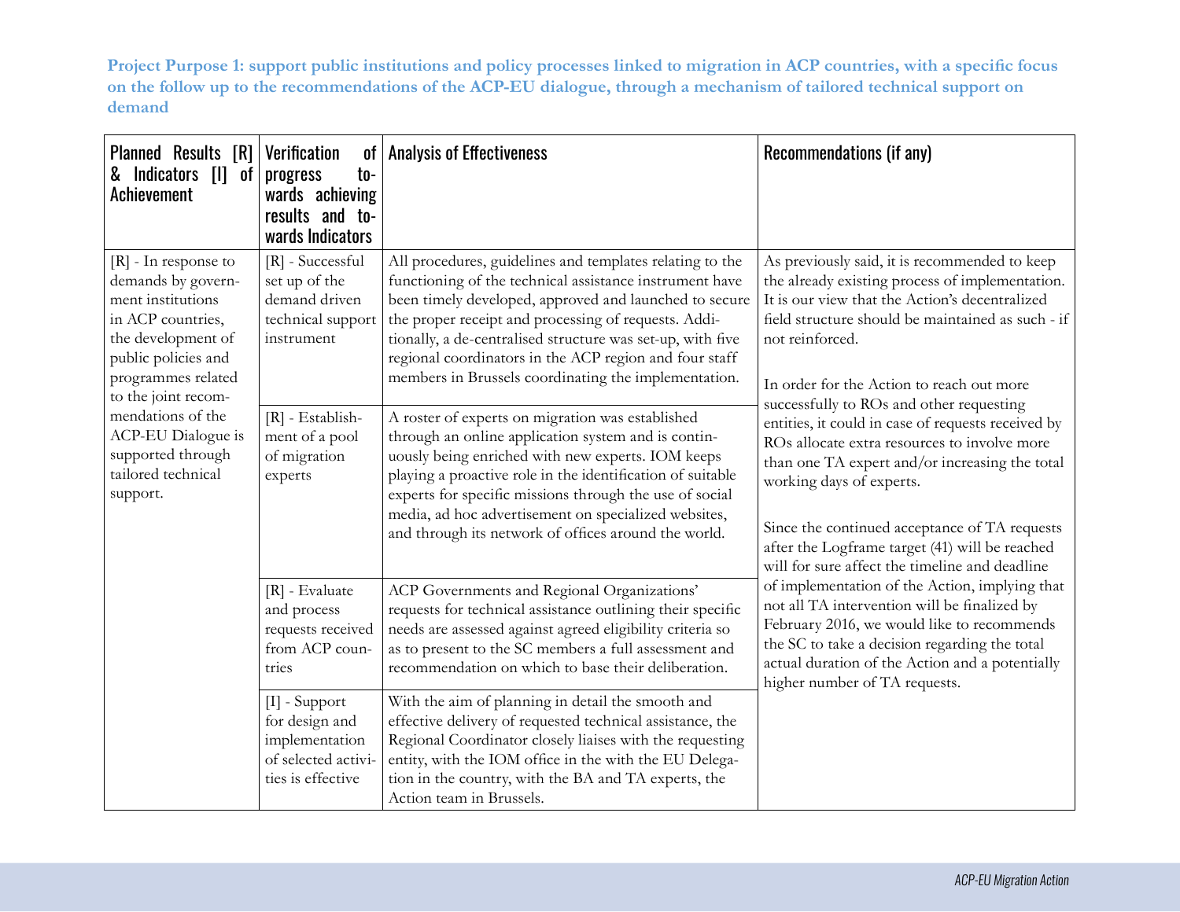**Project Purpose 1: support public institutions and policy processes linked to migration in ACP countries, with a specific focus on the follow up to the recommendations of the ACP-EU dialogue, through a mechanism of tailored technical support on demand**

| Planned Results [R] & Indicators [I] of Achievement | Verification of progress towards achieving results and towards Indicators | Analysis of Effectiveness | Recommendations (if any) |
|---|---|---|---|
| [R] - In response to demands by government institutions in ACP countries, the development of public policies and programmes related to the joint recommendations of the ACP-EU Dialogue is supported through tailored technical support. | [R] - Successful set up of the demand driven technical support instrument | All procedures, guidelines and templates relating to the functioning of the technical assistance instrument have been timely developed, approved and launched to secure the proper receipt and processing of requests. Additionally, a de-centralised structure was set-up, with five regional coordinators in the ACP region and four staff members in Brussels coordinating the implementation. | As previously said, it is recommended to keep the already existing process of implementation. It is our view that the Action's decentralized field structure should be maintained as such - if not reinforced.<br><br>In order for the Action to reach out more successfully to ROs and other requesting entities, it could in case of requests received by ROs allocate extra resources to involve more than one TA expert and/or increasing the total working days of experts.<br><br>Since the continued acceptance of TA requests after the Logframe target (41) will be reached will for sure affect the timeline and deadline of implementation of the Action, implying that not all TA intervention will be finalized by February 2016, we would like to recommends the SC to take a decision regarding the total actual duration of the Action and a potentially higher number of TA requests. |
| | [R] - Establishment of a pool of migration experts | A roster of experts on migration was established through an online application system and is continuously being enriched with new experts. IOM keeps playing a proactive role in the identification of suitable experts for specific missions through the use of social media, ad hoc advertisement on specialized websites, and through its network of offices around the world. | |
| | [R] - Evaluate and process requests received from ACP countries | ACP Governments and Regional Organizations' requests for technical assistance outlining their specific needs are assessed against agreed eligibility criteria so as to present to the SC members a full assessment and recommendation on which to base their deliberation. | |
| | [I] - Support for design and implementation of selected activities is effective | With the aim of planning in detail the smooth and effective delivery of requested technical assistance, the Regional Coordinator closely liaises with the requesting entity, with the IOM office in the with the EU Delegation in the country, with the BA and TA experts, the Action team in Brussels. | |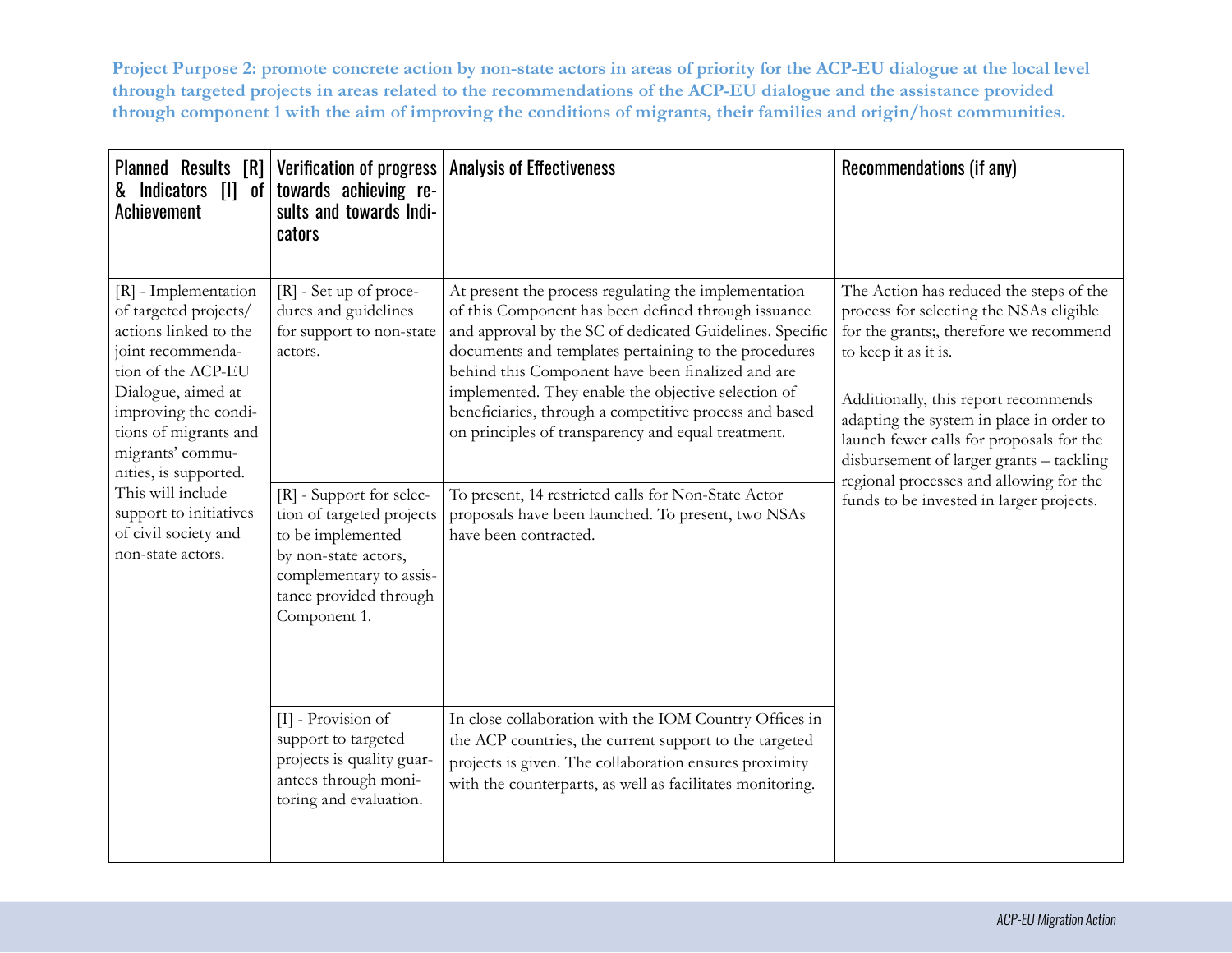**Project Purpose 2: promote concrete action by non-state actors in areas of priority for the ACP-EU dialogue at the local level through targeted projects in areas related to the recommendations of the ACP-EU dialogue and the assistance provided through component 1 with the aim of improving the conditions of migrants, their families and origin/host communities.**

| Planned Results [R] & Indicators [I] of Achievement | Verification of progress towards achieving results and towards Indicators | Analysis of Effectiveness | Recommendations (if any) |
|---|---|---|---|
| [R] - Implementation of targeted projects/ actions linked to the joint recommendation of the ACP-EU Dialogue, aimed at improving the conditions of migrants and migrants' communities, is supported. This will include support to initiatives of civil society and non-state actors. | [R] - Set up of procedures and guidelines for support to non-state actors. | At present the process regulating the implementation of this Component has been defined through issuance and approval by the SC of dedicated Guidelines. Specific documents and templates pertaining to the procedures behind this Component have been finalized and are implemented. They enable the objective selection of beneficiaries, through a competitive process and based on principles of transparency and equal treatment. | The Action has reduced the steps of the process for selecting the NSAs eligible for the grants;, therefore we recommend to keep it as it is.<br><br>Additionally, this report recommends adapting the system in place in order to launch fewer calls for proposals for the disbursement of larger grants – tackling regional processes and allowing for the funds to be invested in larger projects. |
| | [R] - Support for selection of targeted projects to be implemented by non-state actors, complementary to assistance provided through Component 1. | To present, 14 restricted calls for Non-State Actor proposals have been launched. To present, two NSAs have been contracted. | |
| | [I] - Provision of support to targeted projects is quality guarantees through monitoring and evaluation. | In close collaboration with the IOM Country Offices in the ACP countries, the current support to the targeted projects is given. The collaboration ensures proximity with the counterparts, as well as facilitates monitoring. | |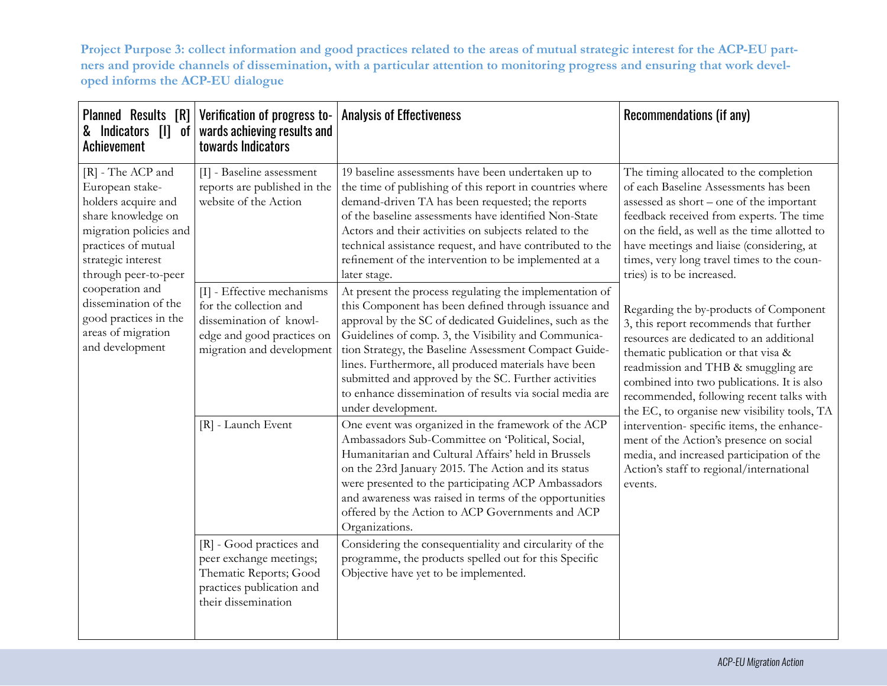**Project Purpose 3: collect information and good practices related to the areas of mutual strategic interest for the ACP-EU partners and provide channels of dissemination, with a particular attention to monitoring progress and ensuring that work developed informs the ACP-EU dialogue**

| Planned Results [R] & Indicators [I] of Achievement | Verification of progress towards achieving results and towards Indicators | Analysis of Effectiveness | Recommendations (if any) |
|---|---|---|---|
| [R] - The ACP and European stakeholders acquire and share knowledge on migration policies and practices of mutual strategic interest through peer-to-peer cooperation and dissemination of the good practices in the areas of migration and development | [I] - Baseline assessment reports are published in the website of the Action | 19 baseline assessments have been undertaken up to the time of publishing of this report in countries where demand-driven TA has been requested; the reports of the baseline assessments have identified Non-State Actors and their activities on subjects related to the technical assistance request, and have contributed to the refinement of the intervention to be implemented at a later stage. | The timing allocated to the completion of each Baseline Assessments has been assessed as short – one of the important feedback received from experts. The time on the field, as well as the time allotted to have meetings and liaise (considering, at times, very long travel times to the countries) is to be increased. |
| | [I] - Effective mechanisms for the collection and dissemination of knowledge and good practices on migration and development | At present the process regulating the implementation of this Component has been defined through issuance and approval by the SC of dedicated Guidelines, such as the Guidelines of comp. 3, the Visibility and Communication Strategy, the Baseline Assessment Compact Guidelines. Furthermore, all produced materials have been submitted and approved by the SC. Further activities to enhance dissemination of results via social media are under development. | Regarding the by-products of Component 3, this report recommends that further resources are dedicated to an additional thematic publication or that visa & readmission and THB & smuggling are combined into two publications. It is also recommended, following recent talks with the EC, to organise new visibility tools, TA intervention- specific items, the enhancement of the Action's presence on social media, and increased participation of the Action's staff to regional/international events. |
| | [R] - Launch Event | One event was organized in the framework of the ACP Ambassadors Sub-Committee on 'Political, Social, Humanitarian and Cultural Affairs' held in Brussels on the 23rd January 2015. The Action and its status were presented to the participating ACP Ambassadors and awareness was raised in terms of the opportunities offered by the Action to ACP Governments and ACP Organizations. | |
| | [R] - Good practices and peer exchange meetings; Thematic Reports; Good practices publication and their dissemination | Considering the consequentiality and circularity of the programme, the products spelled out for this Specific Objective have yet to be implemented. | |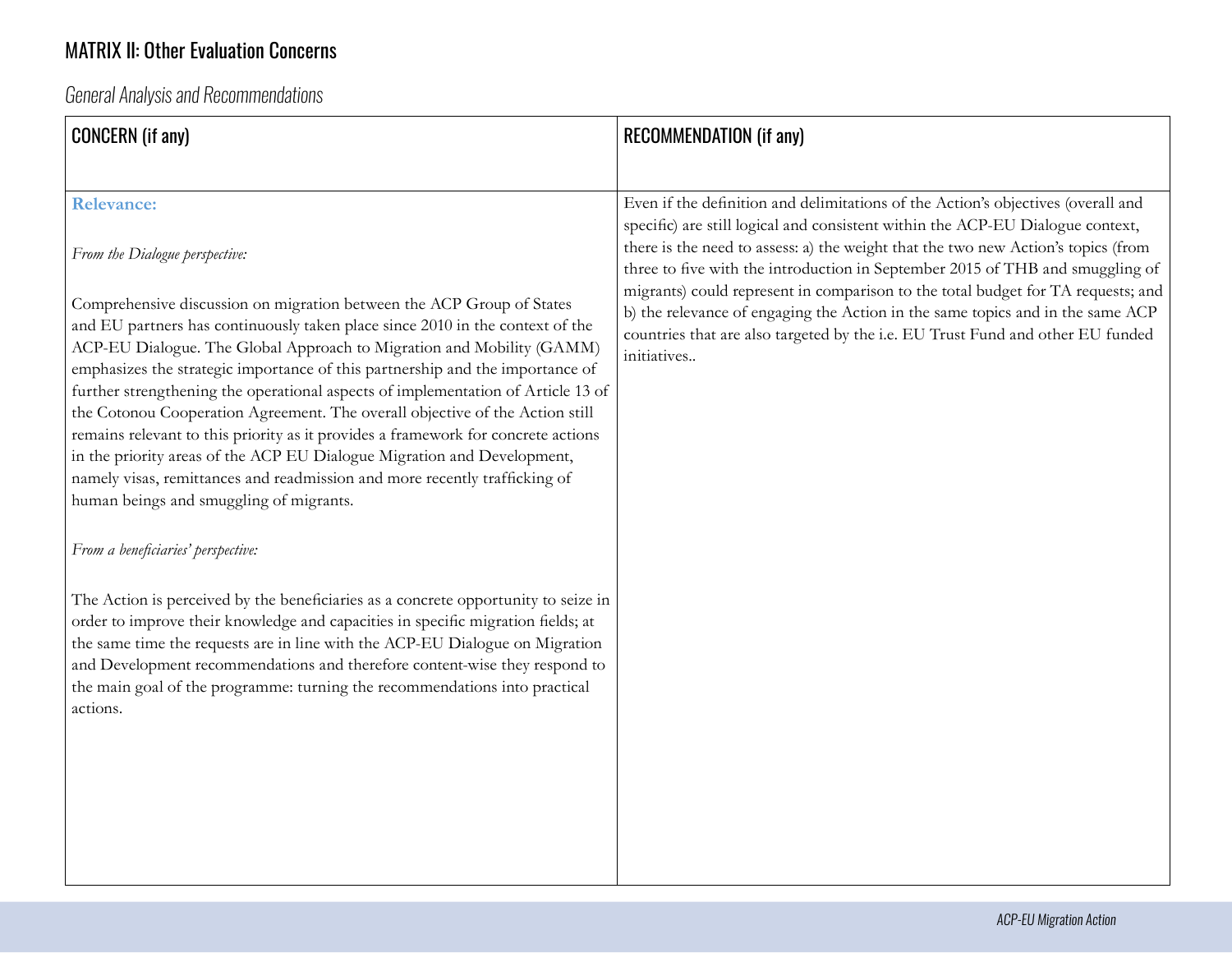# MATRIX II: Other Evaluation Concerns

*General Analysis and Recommendations*

| CONCERN (if any) | RECOMMENDATION (if any) |
|---|---|
| **Relevance:**<br><br>*From the Dialogue perspective:*<br><br>Comprehensive discussion on migration between the ACP Group of States and EU partners has continuously taken place since 2010 in the context of the ACP-EU Dialogue. The Global Approach to Migration and Mobility (GAMM) emphasizes the strategic importance of this partnership and the importance of further strengthening the operational aspects of implementation of Article 13 of the Cotonou Cooperation Agreement. The overall objective of the Action still remains relevant to this priority as it provides a framework for concrete actions in the priority areas of the ACP EU Dialogue Migration and Development, namely visas, remittances and readmission and more recently trafficking of human beings and smuggling of migrants.<br><br>*From a beneficiaries' perspective:*<br><br>The Action is perceived by the beneficiaries as a concrete opportunity to seize in order to improve their knowledge and capacities in specific migration fields; at the same time the requests are in line with the ACP-EU Dialogue on Migration and Development recommendations and therefore content-wise they respond to the main goal of the programme: turning the recommendations into practical actions. | Even if the definition and delimitations of the Action's objectives (overall and specific) are still logical and consistent within the ACP-EU Dialogue context, there is the need to assess: a) the weight that the two new Action's topics (from three to five with the introduction in September 2015 of THB and smuggling of migrants) could represent in comparison to the total budget for TA requests; and b) the relevance of engaging the Action in the same topics and in the same ACP countries that are also targeted by the i.e. EU Trust Fund and other EU funded initiatives.. |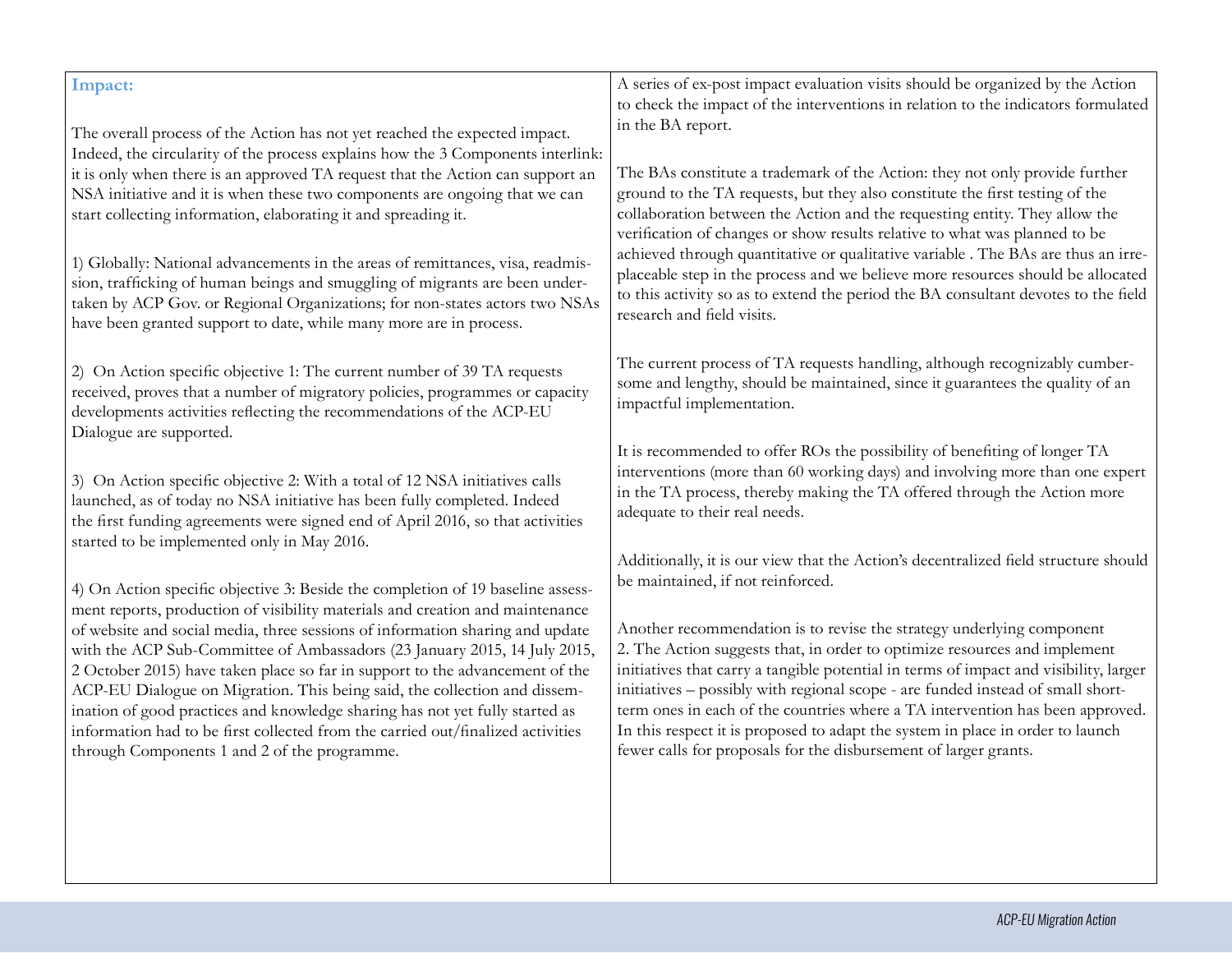| **Impact:**<br><br>The overall process of the Action has not yet reached the expected impact. Indeed, the circularity of the process explains how the 3 Components interlink: it is only when there is an approved TA request that the Action can support an NSA initiative and it is when these two components are ongoing that we can start collecting information, elaborating it and spreading it.<br><br>1) Globally: National advancements in the areas of remittances, visa, readmission, trafficking of human beings and smuggling of migrants are been undertaken by ACP Gov. or Regional Organizations; for non-states actors two NSAs have been granted support to date, while many more are in process.<br><br>2) On Action specific objective 1: The current number of 39 TA requests received, proves that a number of migratory policies, programmes or capacity developments activities reflecting the recommendations of the ACP-EU Dialogue are supported.<br><br>3) On Action specific objective 2: With a total of 12 NSA initiatives calls launched, as of today no NSA initiative has been fully completed. Indeed the first funding agreements were signed end of April 2016, so that activities started to be implemented only in May 2016.<br><br>4) On Action specific objective 3: Beside the completion of 19 baseline assessment reports, production of visibility materials and creation and maintenance of website and social media, three sessions of information sharing and update with the ACP Sub-Committee of Ambassadors (23 January 2015, 14 July 2015, 2 October 2015) have taken place so far in support to the advancement of the ACP-EU Dialogue on Migration. This being said, the collection and dissemination of good practices and knowledge sharing has not yet fully started as information had to be first collected from the carried out/finalized activities through Components 1 and 2 of the programme. | A series of ex-post impact evaluation visits should be organized by the Action to check the impact of the interventions in relation to the indicators formulated in the BA report.<br><br>The BAs constitute a trademark of the Action: they not only provide further ground to the TA requests, but they also constitute the first testing of the collaboration between the Action and the requesting entity. They allow the verification of changes or show results relative to what was planned to be achieved through quantitative or qualitative variable . The BAs are thus an irreplaceable step in the process and we believe more resources should be allocated to this activity so as to extend the period the BA consultant devotes to the field research and field visits.<br><br>The current process of TA requests handling, although recognizably cumbersome and lengthy, should be maintained, since it guarantees the quality of an impactful implementation.<br><br>It is recommended to offer ROs the possibility of benefiting of longer TA interventions (more than 60 working days) and involving more than one expert in the TA process, thereby making the TA offered through the Action more adequate to their real needs.<br><br>Additionally, it is our view that the Action's decentralized field structure should be maintained, if not reinforced.<br><br>Another recommendation is to revise the strategy underlying component 2. The Action suggests that, in order to optimize resources and implement initiatives that carry a tangible potential in terms of impact and visibility, larger initiatives – possibly with regional scope - are funded instead of small short-term ones in each of the countries where a TA intervention has been approved. In this respect it is proposed to adapt the system in place in order to launch fewer calls for proposals for the disbursement of larger grants. |
|---|---|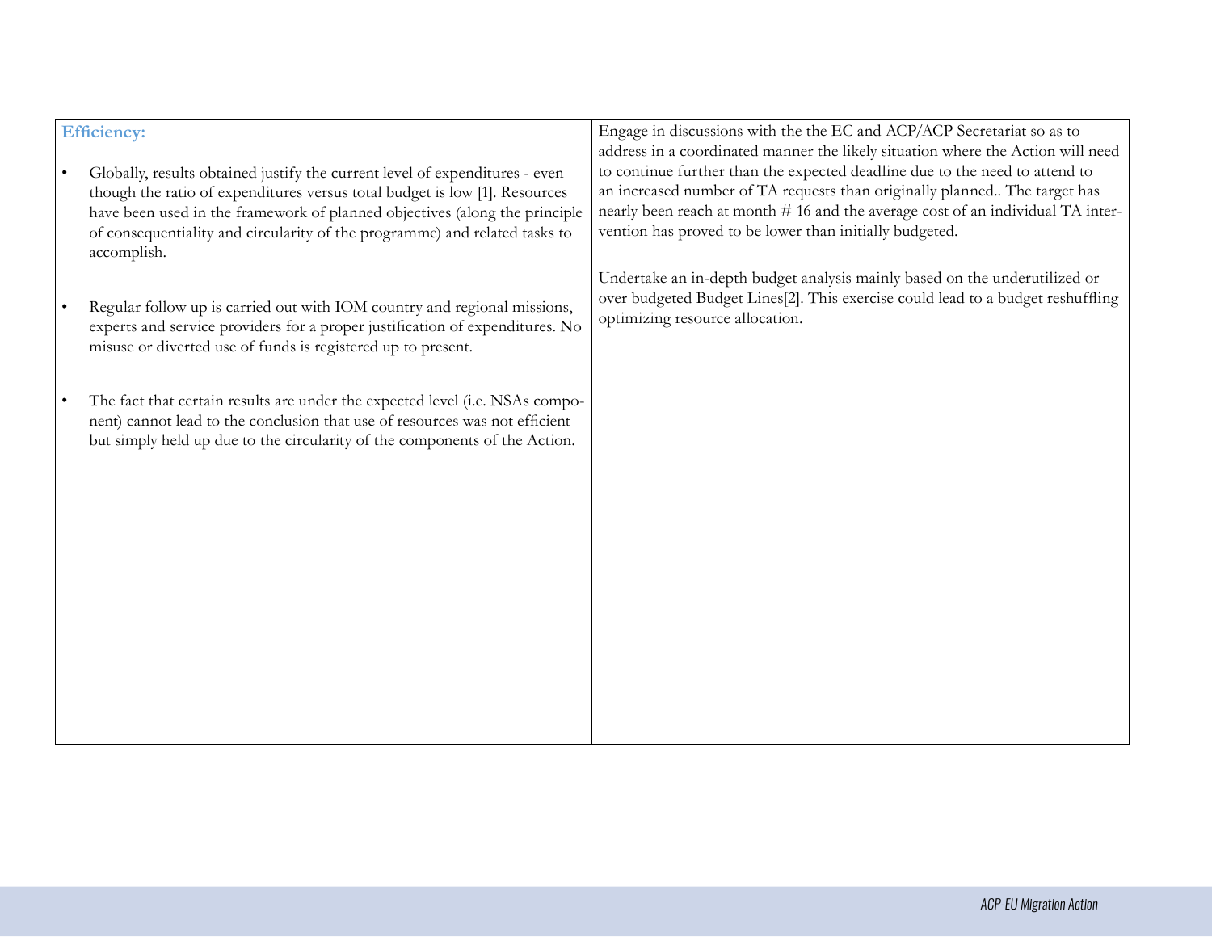| **Efficiency:** | |
|---|---|
| • Globally, results obtained justify the current level of expenditures - even though the ratio of expenditures versus total budget is low [1]. Resources have been used in the framework of planned objectives (along the principle of consequentiality and circularity of the programme) and related tasks to accomplish.<br><br>• Regular follow up is carried out with IOM country and regional missions, experts and service providers for a proper justification of expenditures. No misuse or diverted use of funds is registered up to present.<br><br>• The fact that certain results are under the expected level (i.e. NSAs component) cannot lead to the conclusion that use of resources was not efficient but simply held up due to the circularity of the components of the Action. | Engage in discussions with the the EC and ACP/ACP Secretariat so as to address in a coordinated manner the likely situation where the Action will need to continue further than the expected deadline due to the need to attend to an increased number of TA requests than originally planned.. The target has nearly been reach at month # 16 and the average cost of an individual TA intervention has proved to be lower than initially budgeted.<br><br>Undertake an in-depth budget analysis mainly based on the underutilized or over budgeted Budget Lines[2]. This exercise could lead to a budget reshuffling optimizing resource allocation. |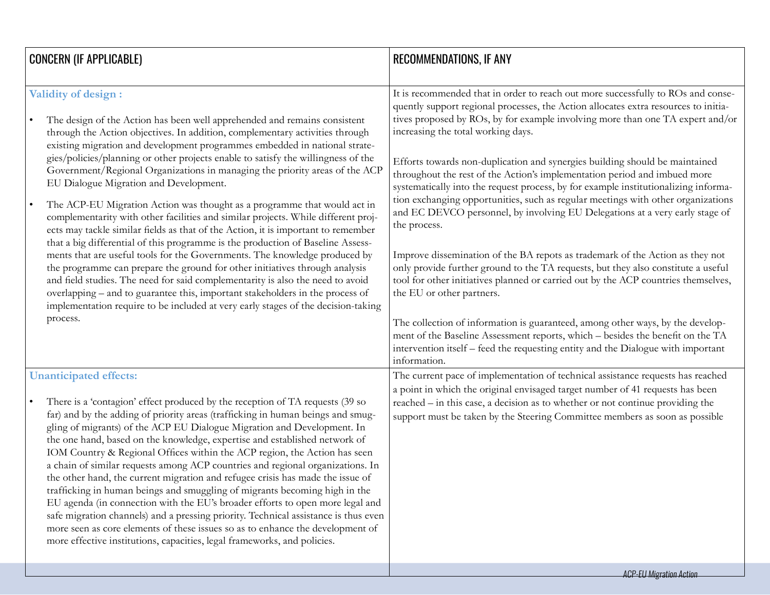| CONCERN (IF APPLICABLE) | RECOMMENDATIONS, IF ANY |
|---|---|
| **Validity of design :**<br><br>• The design of the Action has been well apprehended and remains consistent through the Action objectives. In addition, complementary activities through existing migration and development programmes embedded in national strategies/policies/planning or other projects enable to satisfy the willingness of the Government/Regional Organizations in managing the priority areas of the ACP EU Dialogue Migration and Development.<br><br>• The ACP-EU Migration Action was thought as a programme that would act in complementarity with other facilities and similar projects. While different projects may tackle similar fields as that of the Action, it is important to remember that a big differential of this programme is the production of Baseline Assessments that are useful tools for the Governments. The knowledge produced by the programme can prepare the ground for other initiatives through analysis and field studies. The need for said complementarity is also the need to avoid overlapping – and to guarantee this, important stakeholders in the process of implementation require to be included at very early stages of the decision-taking process. | It is recommended that in order to reach out more successfully to ROs and consequently support regional processes, the Action allocates extra resources to initiatives proposed by ROs, by for example involving more than one TA expert and/or increasing the total working days.<br><br>Efforts towards non-duplication and synergies building should be maintained throughout the rest of the Action's implementation period and imbued more systematically into the request process, by for example institutionalizing information exchanging opportunities, such as regular meetings with other organizations and EC DEVCO personnel, by involving EU Delegations at a very early stage of the process.<br><br>Improve dissemination of the BA repots as trademark of the Action as they not only provide further ground to the TA requests, but they also constitute a useful tool for other initiatives planned or carried out by the ACP countries themselves, the EU or other partners.<br><br>The collection of information is guaranteed, among other ways, by the development of the Baseline Assessment reports, which – besides the benefit on the TA intervention itself – feed the requesting entity and the Dialogue with important information. |
| **Unanticipated effects:**<br><br>• There is a 'contagion' effect produced by the reception of TA requests (39 so far) and by the adding of priority areas (trafficking in human beings and smuggling of migrants) of the ACP EU Dialogue Migration and Development. In the one hand, based on the knowledge, expertise and established network of IOM Country & Regional Offices within the ACP region, the Action has seen a chain of similar requests among ACP countries and regional organizations. In the other hand, the current migration and refugee crisis has made the issue of trafficking in human beings and smuggling of migrants becoming high in the EU agenda (in connection with the EU's broader efforts to open more legal and safe migration channels) and a pressing priority. Technical assistance is thus even more seen as core elements of these issues so as to enhance the development of more effective institutions, capacities, legal frameworks, and policies. | The current pace of implementation of technical assistance requests has reached a point in which the original envisaged target number of 41 requests has been reached – in this case, a decision as to whether or not continue providing the support must be taken by the Steering Committee members as soon as possible |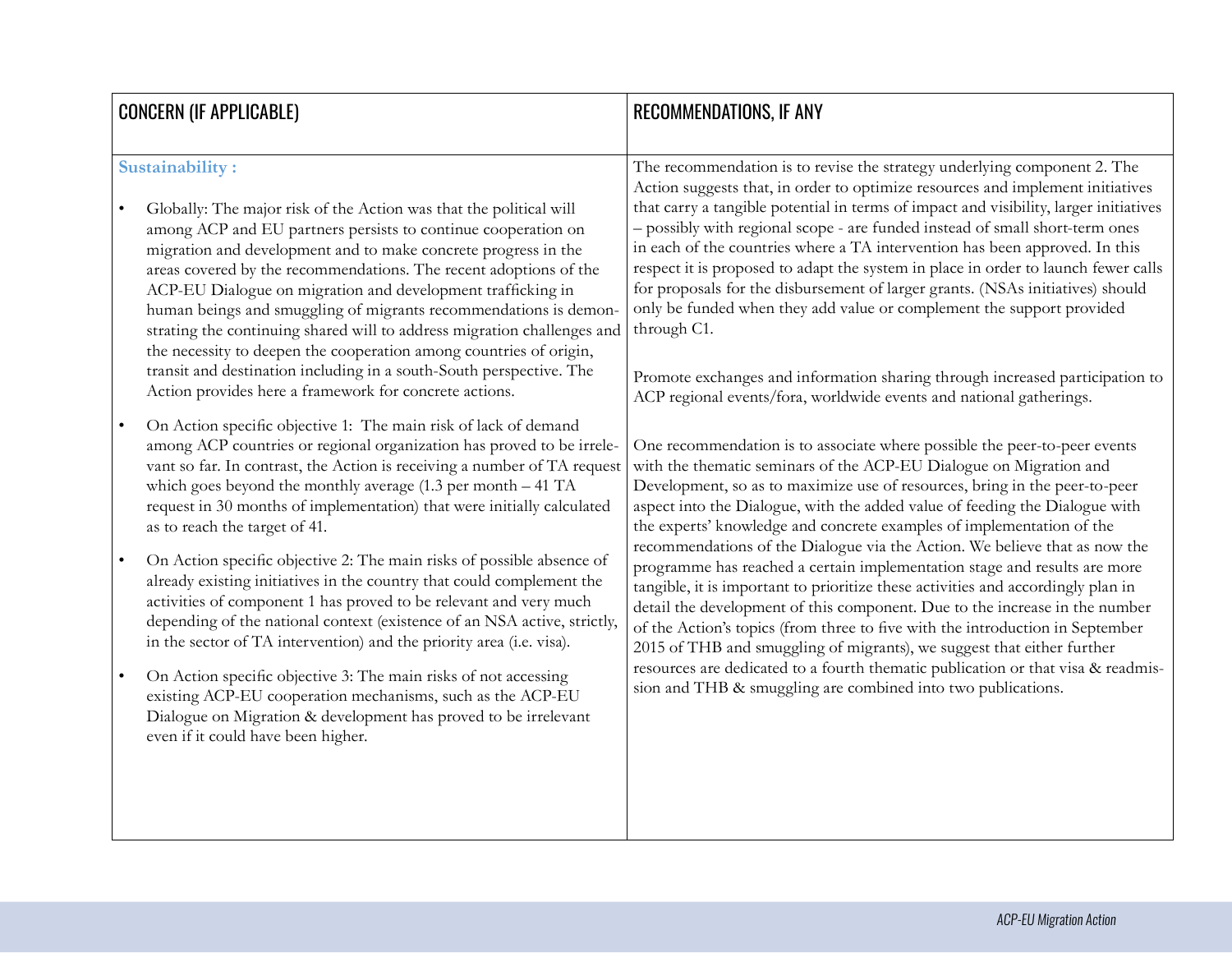| CONCERN (IF APPLICABLE) | RECOMMENDATIONS, IF ANY |
|---|---|
| **Sustainability :**<br><br>• Globally: The major risk of the Action was that the political will among ACP and EU partners persists to continue cooperation on migration and development and to make concrete progress in the areas covered by the recommendations. The recent adoptions of the ACP-EU Dialogue on migration and development trafficking in human beings and smuggling of migrants recommendations is demonstrating the continuing shared will to address migration challenges and the necessity to deepen the cooperation among countries of origin, transit and destination including in a south-South perspective. The Action provides here a framework for concrete actions.<br><br>• On Action specific objective 1: The main risk of lack of demand among ACP countries or regional organization has proved to be irrelevant so far. In contrast, the Action is receiving a number of TA request which goes beyond the monthly average (1.3 per month – 41 TA request in 30 months of implementation) that were initially calculated as to reach the target of 41.<br><br>• On Action specific objective 2: The main risks of possible absence of already existing initiatives in the country that could complement the activities of component 1 has proved to be relevant and very much depending of the national context (existence of an NSA active, strictly, in the sector of TA intervention) and the priority area (i.e. visa).<br><br>• On Action specific objective 3: The main risks of not accessing existing ACP-EU cooperation mechanisms, such as the ACP-EU Dialogue on Migration & development has proved to be irrelevant even if it could have been higher. | The recommendation is to revise the strategy underlying component 2. The Action suggests that, in order to optimize resources and implement initiatives that carry a tangible potential in terms of impact and visibility, larger initiatives – possibly with regional scope - are funded instead of small short-term ones in each of the countries where a TA intervention has been approved. In this respect it is proposed to adapt the system in place in order to launch fewer calls for proposals for the disbursement of larger grants. (NSAs initiatives) should only be funded when they add value or complement the support provided through C1.<br><br>Promote exchanges and information sharing through increased participation to ACP regional events/fora, worldwide events and national gatherings.<br><br>One recommendation is to associate where possible the peer-to-peer events with the thematic seminars of the ACP-EU Dialogue on Migration and Development, so as to maximize use of resources, bring in the peer-to-peer aspect into the Dialogue, with the added value of feeding the Dialogue with the experts' knowledge and concrete examples of implementation of the recommendations of the Dialogue via the Action. We believe that as now the programme has reached a certain implementation stage and results are more tangible, it is important to prioritize these activities and accordingly plan in detail the development of this component. Due to the increase in the number of the Action's topics (from three to five with the introduction in September 2015 of THB and smuggling of migrants), we suggest that either further resources are dedicated to a fourth thematic publication or that visa & readmission and THB & smuggling are combined into two publications. |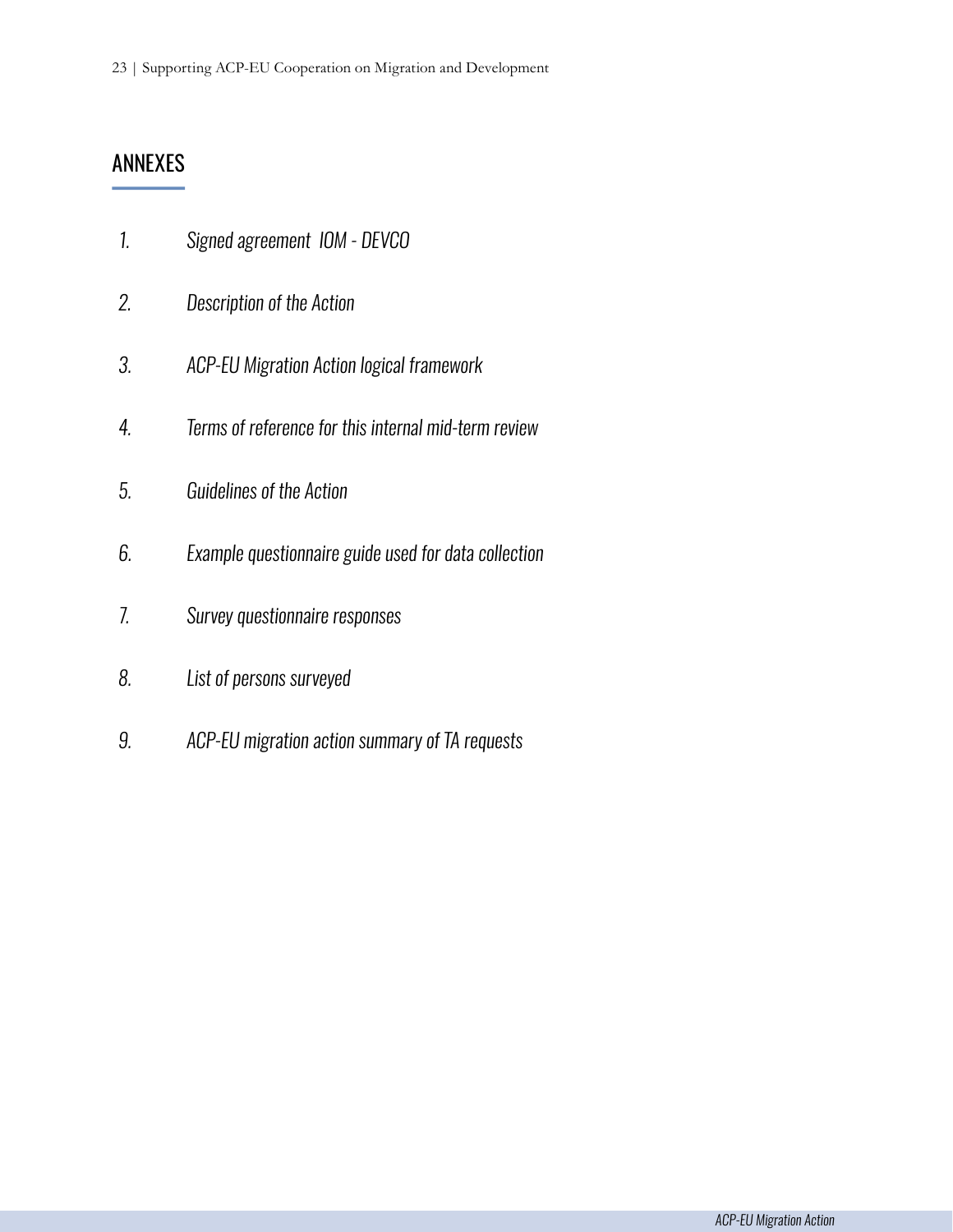## ANNEXES

1. *Signed agreement IOM - DEVCO*
2. *Description of the Action*
3. *ACP-EU Migration Action logical framework*
4. *Terms of reference for this internal mid-term review*
5. *Guidelines of the Action*
6. *Example questionnaire guide used for data collection*
7. *Survey questionnaire responses*
8. *List of persons surveyed*
9. *ACP-EU migration action summary of TA requests*